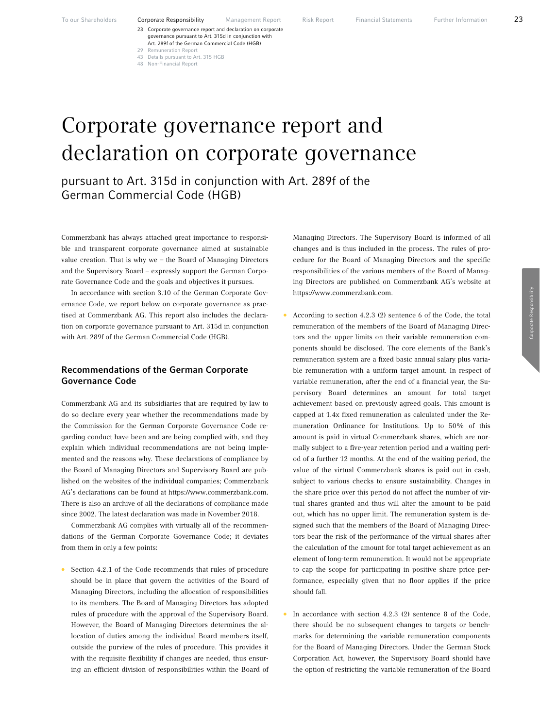# Corporate governance report and declaration on corporate governance

## pursuant to Art. 315d in conjunction with Art. 289f of the German Commercial Code (HGB)

Commerzbank has always attached great importance to responsible and transparent corporate governance aimed at sustainable value creation. That is why we – the Board of Managing Directors and the Supervisory Board – expressly support the German Corporate Governance Code and the goals and objectives it pursues.

In accordance with section 3.10 of the German Corporate Governance Code, we report below on corporate governance as practised at Commerzbank AG. This report also includes the declaration on corporate governance pursuant to Art. 315d in conjunction with Art. 289f of the German Commercial Code (HGB).

### Recommendations of the German Corporate Governance Code

Commerzbank AG and its subsidiaries that are required by law to do so declare every year whether the recommendations made by the Commission for the German Corporate Governance Code regarding conduct have been and are being complied with, and they explain which individual recommendations are not being implemented and the reasons why. These declarations of compliance by the Board of Managing Directors and Supervisory Board are published on the websites of the individual companies; Commerzbank AG's declarations can be found at https://www.commerzbank.com. There is also an archive of all the declarations of compliance made since 2002. The latest declaration was made in November 2018.

Commerzbank AG complies with virtually all of the recommendations of the German Corporate Governance Code; it deviates from them in only a few points:

- Section 4.2.1 of the Code recommends that rules of procedure should be in place that govern the activities of the Board of Managing Directors, including the allocation of responsibilities to its members. The Board of Managing Directors has adopted rules of procedure with the approval of the Supervisory Board. However, the Board of Managing Directors determines the allocation of duties among the individual Board members itself, outside the purview of the rules of procedure. This provides it with the requisite flexibility if changes are needed, thus ensuring an efficient division of responsibilities within the Board of Managing Directors. The Supervisory Board is informed of all changes and is thus included in the process. The rules of procedure for the Board of Managing Directors and the specific responsibilities of the various members of the Board of Managing Directors are published on Commerzbank AG's website at https://www.commerzbank.com.

- According to section 4.2.3 (2) sentence 6 of the Code, the total remuneration of the members of the Board of Managing Directors and the upper limits on their variable remuneration components should be disclosed. The core elements of the Bank's remuneration system are a fixed basic annual salary plus variable remuneration with a uniform target amount. In respect of variable remuneration, after the end of a financial year, the Supervisory Board determines an amount for total target achievement based on previously agreed goals. This amount is capped at 1.4x fixed remuneration as calculated under the Remuneration Ordinance for Institutions. Up to 50% of this amount is paid in virtual Commerzbank shares, which are normally subject to a five-year retention period and a waiting period of a further 12 months. At the end of the waiting period, the value of the virtual Commerzbank shares is paid out in cash, subject to various checks to ensure sustainability. Changes in the share price over this period do not affect the number of virtual shares granted and thus will alter the amount to be paid out, which has no upper limit. The remuneration system is designed such that the members of the Board of Managing Directors bear the risk of the performance of the virtual shares after the calculation of the amount for total target achievement as an element of long-term remuneration. It would not be appropriate to cap the scope for participating in positive share price performance, especially given that no floor applies if the price should fall.

- In accordance with section 4.2.3 (2) sentence 8 of the Code, there should be no subsequent changes to targets or benchmarks for determining the variable remuneration components for the Board of Managing Directors. Under the German Stock Corporation Act, however, the Supervisory Board should have the option of restricting the variable remuneration of the Board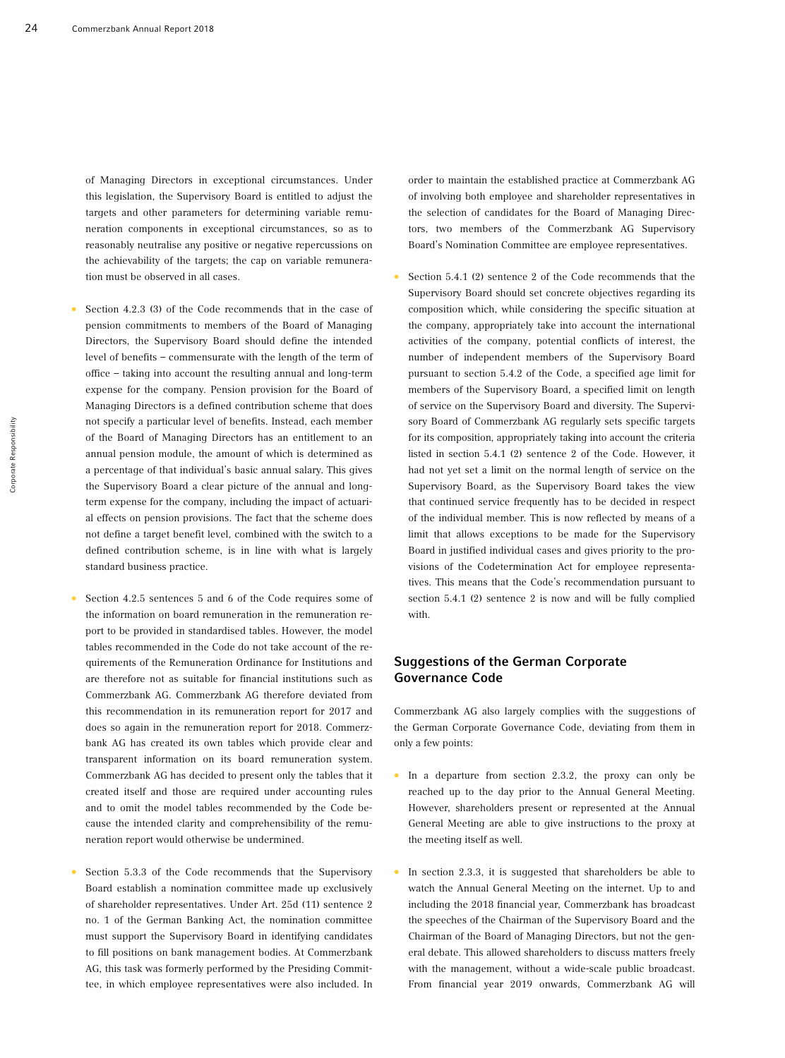of Managing Directors in exceptional circumstances. Under this legislation, the Supervisory Board is entitled to adjust the targets and other parameters for determining variable remuneration components in exceptional circumstances, so as to reasonably neutralise any positive or negative repercussions on the achievability of the targets; the cap on variable remuneration must be observed in all cases.

- Section 4.2.3 (3) of the Code recommends that in the case of pension commitments to members of the Board of Managing Directors, the Supervisory Board should define the intended level of benefits – commensurate with the length of the term of office – taking into account the resulting annual and long-term expense for the company. Pension provision for the Board of Managing Directors is a defined contribution scheme that does not specify a particular level of benefits. Instead, each member of the Board of Managing Directors has an entitlement to an annual pension module, the amount of which is determined as a percentage of that individual's basic annual salary. This gives the Supervisory Board a clear picture of the annual and long-term expense for the company, including the impact of actuarial effects on pension provisions. The fact that the scheme does not define a target benefit level, combined with the switch to a defined contribution scheme, is in line with what is largely standard business practice.

- Section 4.2.5 sentences 5 and 6 of the Code requires some of the information on board remuneration in the remuneration report to be provided in standardised tables. However, the model tables recommended in the Code do not take account of the requirements of the Remuneration Ordinance for Institutions and are therefore not as suitable for financial institutions such as Commerzbank AG. Commerzbank AG therefore deviated from this recommendation in its remuneration report for 2017 and does so again in the remuneration report for 2018. Commerzbank AG has created its own tables which provide clear and transparent information on its board remuneration system. Commerzbank AG has decided to present only the tables that it created itself and those are required under accounting rules and to omit the model tables recommended by the Code because the intended clarity and comprehensibility of the remuneration report would otherwise be undermined.

- Section 5.3.3 of the Code recommends that the Supervisory Board establish a nomination committee made up exclusively of shareholder representatives. Under Art. 25d (11) sentence 2 no. 1 of the German Banking Act, the nomination committee must support the Supervisory Board in identifying candidates to fill positions on bank management bodies. At Commerzbank AG, this task was formerly performed by the Presiding Committee, in which employee representatives were also included. In order to maintain the established practice at Commerzbank AG of involving both employee and shareholder representatives in the selection of candidates for the Board of Managing Directors, two members of the Commerzbank AG Supervisory Board's Nomination Committee are employee representatives.

- Section 5.4.1 (2) sentence 2 of the Code recommends that the Supervisory Board should set concrete objectives regarding its composition which, while considering the specific situation at the company, appropriately take into account the international activities of the company, potential conflicts of interest, the number of independent members of the Supervisory Board pursuant to section 5.4.2 of the Code, a specified age limit for members of the Supervisory Board, a specified limit on length of service on the Supervisory Board and diversity. The Supervisory Board of Commerzbank AG regularly sets specific targets for its composition, appropriately taking into account the criteria listed in section 5.4.1 (2) sentence 2 of the Code. However, it had not yet set a limit on the normal length of service on the Supervisory Board, as the Supervisory Board takes the view that continued service frequently has to be decided in respect of the individual member. This is now reflected by means of a limit that allows exceptions to be made for the Supervisory Board in justified individual cases and gives priority to the provisions of the Codetermination Act for employee representatives. This means that the Code's recommendation pursuant to section 5.4.1 (2) sentence 2 is now and will be fully complied with.

## Suggestions of the German Corporate Governance Code

Commerzbank AG also largely complies with the suggestions of the German Corporate Governance Code, deviating from them in only a few points:

- In a departure from section 2.3.2, the proxy can only be reached up to the day prior to the Annual General Meeting. However, shareholders present or represented at the Annual General Meeting are able to give instructions to the proxy at the meeting itself as well.

- In section 2.3.3, it is suggested that shareholders be able to watch the Annual General Meeting on the internet. Up to and including the 2018 financial year, Commerzbank has broadcast the speeches of the Chairman of the Supervisory Board and the Chairman of the Board of Managing Directors, but not the general debate. This allowed shareholders to discuss matters freely with the management, without a wide-scale public broadcast. From financial year 2019 onwards, Commerzbank AG will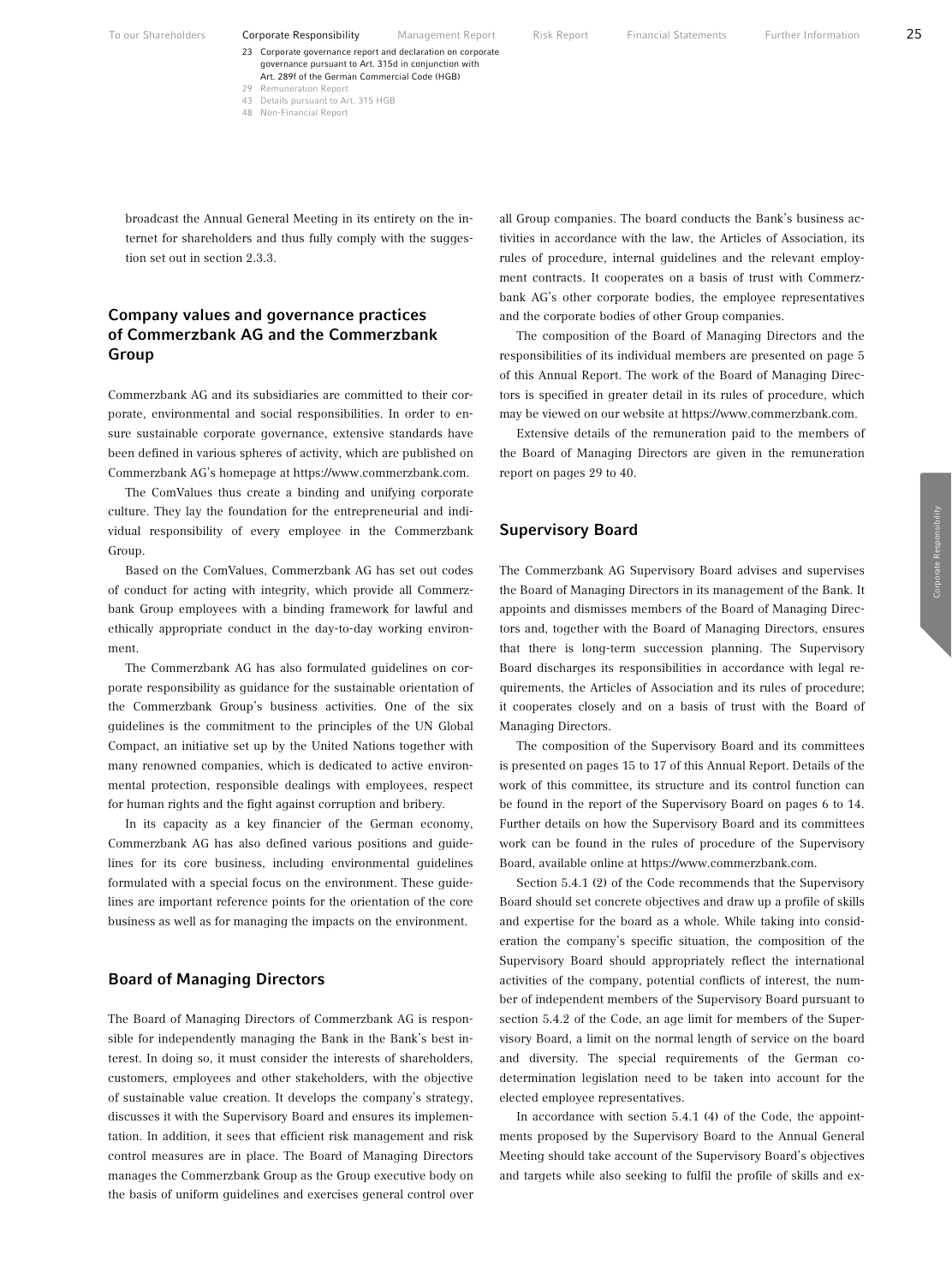broadcast the Annual General Meeting in its entirety on the internet for shareholders and thus fully comply with the suggestion set out in section 2.3.3.

## Company values and governance practices of Commerzbank AG and the Commerzbank Group

Commerzbank AG and its subsidiaries are committed to their corporate, environmental and social responsibilities. In order to ensure sustainable corporate governance, extensive standards have been defined in various spheres of activity, which are published on Commerzbank AG's homepage at https://www.commerzbank.com.

The ComValues thus create a binding and unifying corporate culture. They lay the foundation for the entrepreneurial and individual responsibility of every employee in the Commerzbank Group.

Based on the ComValues, Commerzbank AG has set out codes of conduct for acting with integrity, which provide all Commerzbank Group employees with a binding framework for lawful and ethically appropriate conduct in the day-to-day working environment.

The Commerzbank AG has also formulated guidelines on corporate responsibility as guidance for the sustainable orientation of the Commerzbank Group's business activities. One of the six guidelines is the commitment to the principles of the UN Global Compact, an initiative set up by the United Nations together with many renowned companies, which is dedicated to active environmental protection, responsible dealings with employees, respect for human rights and the fight against corruption and bribery.

In its capacity as a key financier of the German economy, Commerzbank AG has also defined various positions and guidelines for its core business, including environmental guidelines formulated with a special focus on the environment. These guidelines are important reference points for the orientation of the core business as well as for managing the impacts on the environment.

## Board of Managing Directors

The Board of Managing Directors of Commerzbank AG is responsible for independently managing the Bank in the Bank's best interest. In doing so, it must consider the interests of shareholders, customers, employees and other stakeholders, with the objective of sustainable value creation. It develops the company's strategy, discusses it with the Supervisory Board and ensures its implementation. In addition, it sees that efficient risk management and risk control measures are in place. The Board of Managing Directors manages the Commerzbank Group as the Group executive body on the basis of uniform guidelines and exercises general control over all Group companies. The board conducts the Bank's business activities in accordance with the law, the Articles of Association, its rules of procedure, internal guidelines and the relevant employment contracts. It cooperates on a basis of trust with Commerzbank AG's other corporate bodies, the employee representatives and the corporate bodies of other Group companies.

The composition of the Board of Managing Directors and the responsibilities of its individual members are presented on page 5 of this Annual Report. The work of the Board of Managing Directors is specified in greater detail in its rules of procedure, which may be viewed on our website at https://www.commerzbank.com.

Extensive details of the remuneration paid to the members of the Board of Managing Directors are given in the remuneration report on pages 29 to 40.

## Supervisory Board

The Commerzbank AG Supervisory Board advises and supervises the Board of Managing Directors in its management of the Bank. It appoints and dismisses members of the Board of Managing Directors and, together with the Board of Managing Directors, ensures that there is long-term succession planning. The Supervisory Board discharges its responsibilities in accordance with legal requirements, the Articles of Association and its rules of procedure; it cooperates closely and on a basis of trust with the Board of Managing Directors.

The composition of the Supervisory Board and its committees is presented on pages 15 to 17 of this Annual Report. Details of the work of this committee, its structure and its control function can be found in the report of the Supervisory Board on pages 6 to 14. Further details on how the Supervisory Board and its committees work can be found in the rules of procedure of the Supervisory Board, available online at https://www.commerzbank.com.

Section 5.4.1 (2) of the Code recommends that the Supervisory Board should set concrete objectives and draw up a profile of skills and expertise for the board as a whole. While taking into consideration the company's specific situation, the composition of the Supervisory Board should appropriately reflect the international activities of the company, potential conflicts of interest, the number of independent members of the Supervisory Board pursuant to section 5.4.2 of the Code, an age limit for members of the Supervisory Board, a limit on the normal length of service on the board and diversity. The special requirements of the German co-determination legislation need to be taken into account for the elected employee representatives.

In accordance with section 5.4.1 (4) of the Code, the appointments proposed by the Supervisory Board to the Annual General Meeting should take account of the Supervisory Board's objectives and targets while also seeking to fulfil the profile of skills and ex-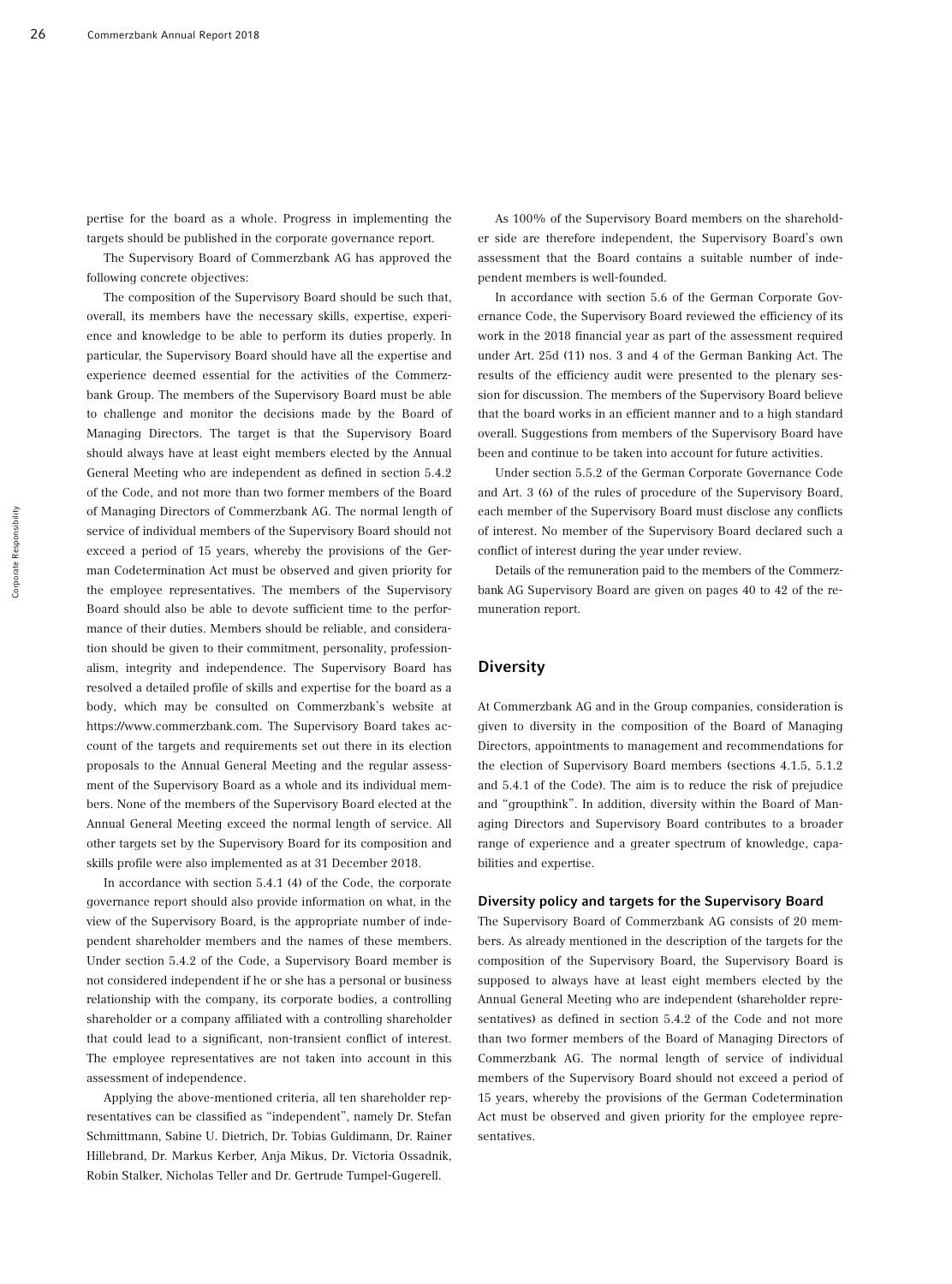pertise for the board as a whole. Progress in implementing the targets should be published in the corporate governance report.

The Supervisory Board of Commerzbank AG has approved the following concrete objectives:

The composition of the Supervisory Board should be such that, overall, its members have the necessary skills, expertise, experience and knowledge to be able to perform its duties properly. In particular, the Supervisory Board should have all the expertise and experience deemed essential for the activities of the Commerzbank Group. The members of the Supervisory Board must be able to challenge and monitor the decisions made by the Board of Managing Directors. The target is that the Supervisory Board should always have at least eight members elected by the Annual General Meeting who are independent as defined in section 5.4.2 of the Code, and not more than two former members of the Board of Managing Directors of Commerzbank AG. The normal length of service of individual members of the Supervisory Board should not exceed a period of 15 years, whereby the provisions of the German Codetermination Act must be observed and given priority for the employee representatives. The members of the Supervisory Board should also be able to devote sufficient time to the performance of their duties. Members should be reliable, and consideration should be given to their commitment, personality, professionalism, integrity and independence. The Supervisory Board has resolved a detailed profile of skills and expertise for the board as a body, which may be consulted on Commerzbank's website at https://www.commerzbank.com. The Supervisory Board takes account of the targets and requirements set out there in its election proposals to the Annual General Meeting and the regular assessment of the Supervisory Board as a whole and its individual members. None of the members of the Supervisory Board elected at the Annual General Meeting exceed the normal length of service. All other targets set by the Supervisory Board for its composition and skills profile were also implemented as at 31 December 2018.

In accordance with section 5.4.1 (4) of the Code, the corporate governance report should also provide information on what, in the view of the Supervisory Board, is the appropriate number of independent shareholder members and the names of these members. Under section 5.4.2 of the Code, a Supervisory Board member is not considered independent if he or she has a personal or business relationship with the company, its corporate bodies, a controlling shareholder or a company affiliated with a controlling shareholder that could lead to a significant, non-transient conflict of interest. The employee representatives are not taken into account in this assessment of independence.

Applying the above-mentioned criteria, all ten shareholder representatives can be classified as "independent", namely Dr. Stefan Schmittmann, Sabine U. Dietrich, Dr. Tobias Guldimann, Dr. Rainer Hillebrand, Dr. Markus Kerber, Anja Mikus, Dr. Victoria Ossadnik, Robin Stalker, Nicholas Teller and Dr. Gertrude Tumpel-Gugerell.

As 100% of the Supervisory Board members on the shareholder side are therefore independent, the Supervisory Board's own assessment that the Board contains a suitable number of independent members is well-founded.

In accordance with section 5.6 of the German Corporate Governance Code, the Supervisory Board reviewed the efficiency of its work in the 2018 financial year as part of the assessment required under Art. 25d (11) nos. 3 and 4 of the German Banking Act. The results of the efficiency audit were presented to the plenary session for discussion. The members of the Supervisory Board believe that the board works in an efficient manner and to a high standard overall. Suggestions from members of the Supervisory Board have been and continue to be taken into account for future activities.

Under section 5.5.2 of the German Corporate Governance Code and Art. 3 (6) of the rules of procedure of the Supervisory Board, each member of the Supervisory Board must disclose any conflicts of interest. No member of the Supervisory Board declared such a conflict of interest during the year under review.

Details of the remuneration paid to the members of the Commerzbank AG Supervisory Board are given on pages 40 to 42 of the remuneration report.

## Diversity

At Commerzbank AG and in the Group companies, consideration is given to diversity in the composition of the Board of Managing Directors, appointments to management and recommendations for the election of Supervisory Board members (sections 4.1.5, 5.1.2 and 5.4.1 of the Code). The aim is to reduce the risk of prejudice and "groupthink". In addition, diversity within the Board of Managing Directors and Supervisory Board contributes to a broader range of experience and a greater spectrum of knowledge, capabilities and expertise.

### Diversity policy and targets for the Supervisory Board

The Supervisory Board of Commerzbank AG consists of 20 members. As already mentioned in the description of the targets for the composition of the Supervisory Board, the Supervisory Board is supposed to always have at least eight members elected by the Annual General Meeting who are independent (shareholder representatives) as defined in section 5.4.2 of the Code and not more than two former members of the Board of Managing Directors of Commerzbank AG. The normal length of service of individual members of the Supervisory Board should not exceed a period of 15 years, whereby the provisions of the German Codetermination Act must be observed and given priority for the employee representatives.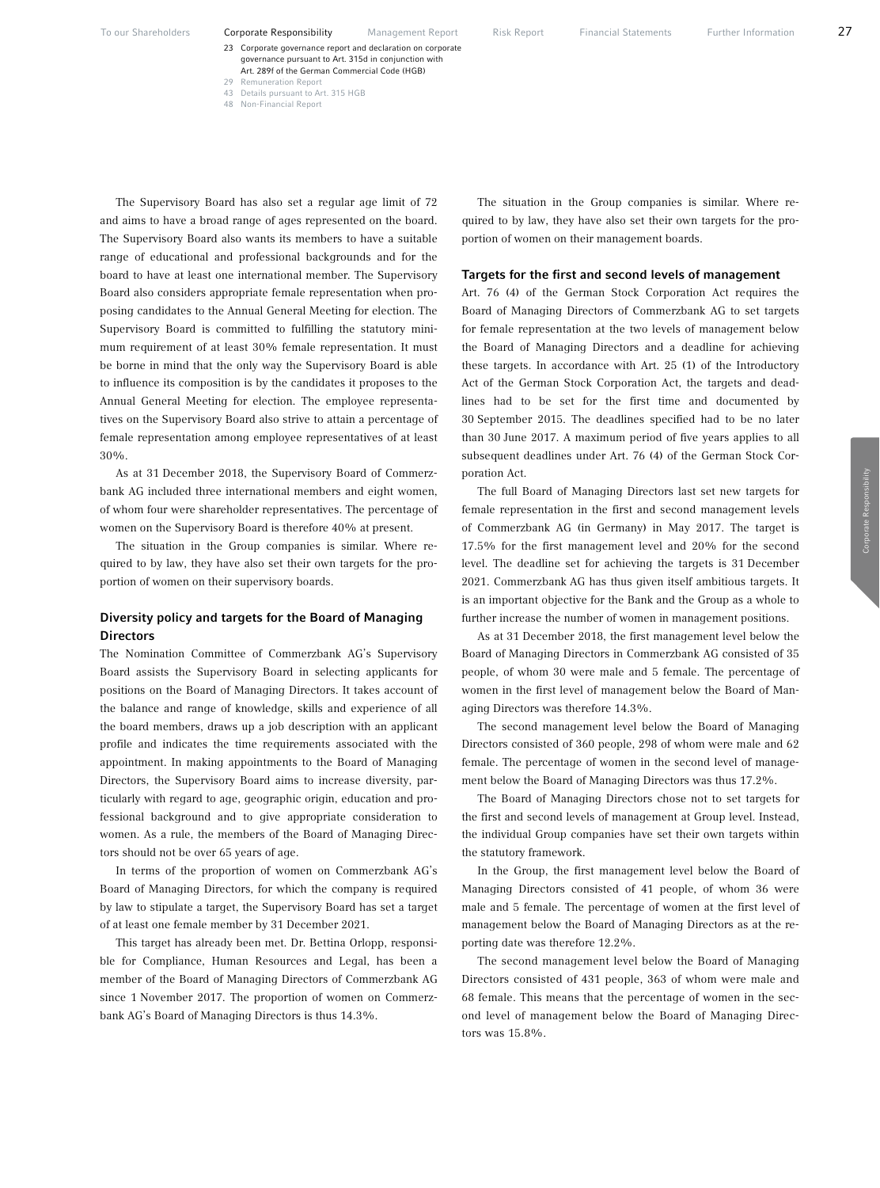The Supervisory Board has also set a regular age limit of 72 and aims to have a broad range of ages represented on the board. The Supervisory Board also wants its members to have a suitable range of educational and professional backgrounds and for the board to have at least one international member. The Supervisory Board also considers appropriate female representation when proposing candidates to the Annual General Meeting for election. The Supervisory Board is committed to fulfilling the statutory minimum requirement of at least 30% female representation. It must be borne in mind that the only way the Supervisory Board is able to influence its composition is by the candidates it proposes to the Annual General Meeting for election. The employee representatives on the Supervisory Board also strive to attain a percentage of female representation among employee representatives of at least 30%.

As at 31 December 2018, the Supervisory Board of Commerzbank AG included three international members and eight women, of whom four were shareholder representatives. The percentage of women on the Supervisory Board is therefore 40% at present.

The situation in the Group companies is similar. Where required to by law, they have also set their own targets for the proportion of women on their supervisory boards.

### Diversity policy and targets for the Board of Managing Directors

The Nomination Committee of Commerzbank AG's Supervisory Board assists the Supervisory Board in selecting applicants for positions on the Board of Managing Directors. It takes account of the balance and range of knowledge, skills and experience of all the board members, draws up a job description with an applicant profile and indicates the time requirements associated with the appointment. In making appointments to the Board of Managing Directors, the Supervisory Board aims to increase diversity, particularly with regard to age, geographic origin, education and professional background and to give appropriate consideration to women. As a rule, the members of the Board of Managing Directors should not be over 65 years of age.

In terms of the proportion of women on Commerzbank AG's Board of Managing Directors, for which the company is required by law to stipulate a target, the Supervisory Board has set a target of at least one female member by 31 December 2021.

This target has already been met. Dr. Bettina Orlopp, responsible for Compliance, Human Resources and Legal, has been a member of the Board of Managing Directors of Commerzbank AG since 1 November 2017. The proportion of women on Commerzbank AG's Board of Managing Directors is thus 14.3%.

The situation in the Group companies is similar. Where required to by law, they have also set their own targets for the proportion of women on their management boards.

### Targets for the first and second levels of management

Art. 76 (4) of the German Stock Corporation Act requires the Board of Managing Directors of Commerzbank AG to set targets for female representation at the two levels of management below the Board of Managing Directors and a deadline for achieving these targets. In accordance with Art. 25 (1) of the Introductory Act of the German Stock Corporation Act, the targets and deadlines had to be set for the first time and documented by 30 September 2015. The deadlines specified had to be no later than 30 June 2017. A maximum period of five years applies to all subsequent deadlines under Art. 76 (4) of the German Stock Corporation Act.

The full Board of Managing Directors last set new targets for female representation in the first and second management levels of Commerzbank AG (in Germany) in May 2017. The target is 17.5% for the first management level and 20% for the second level. The deadline set for achieving the targets is 31 December 2021. Commerzbank AG has thus given itself ambitious targets. It is an important objective for the Bank and the Group as a whole to further increase the number of women in management positions.

As at 31 December 2018, the first management level below the Board of Managing Directors in Commerzbank AG consisted of 35 people, of whom 30 were male and 5 female. The percentage of women in the first level of management below the Board of Managing Directors was therefore 14.3%.

The second management level below the Board of Managing Directors consisted of 360 people, 298 of whom were male and 62 female. The percentage of women in the second level of management below the Board of Managing Directors was thus 17.2%.

The Board of Managing Directors chose not to set targets for the first and second levels of management at Group level. Instead, the individual Group companies have set their own targets within the statutory framework.

In the Group, the first management level below the Board of Managing Directors consisted of 41 people, of whom 36 were male and 5 female. The percentage of women at the first level of management below the Board of Managing Directors as at the reporting date was therefore 12.2%.

The second management level below the Board of Managing Directors consisted of 431 people, 363 of whom were male and 68 female. This means that the percentage of women in the second level of management below the Board of Managing Directors was 15.8%.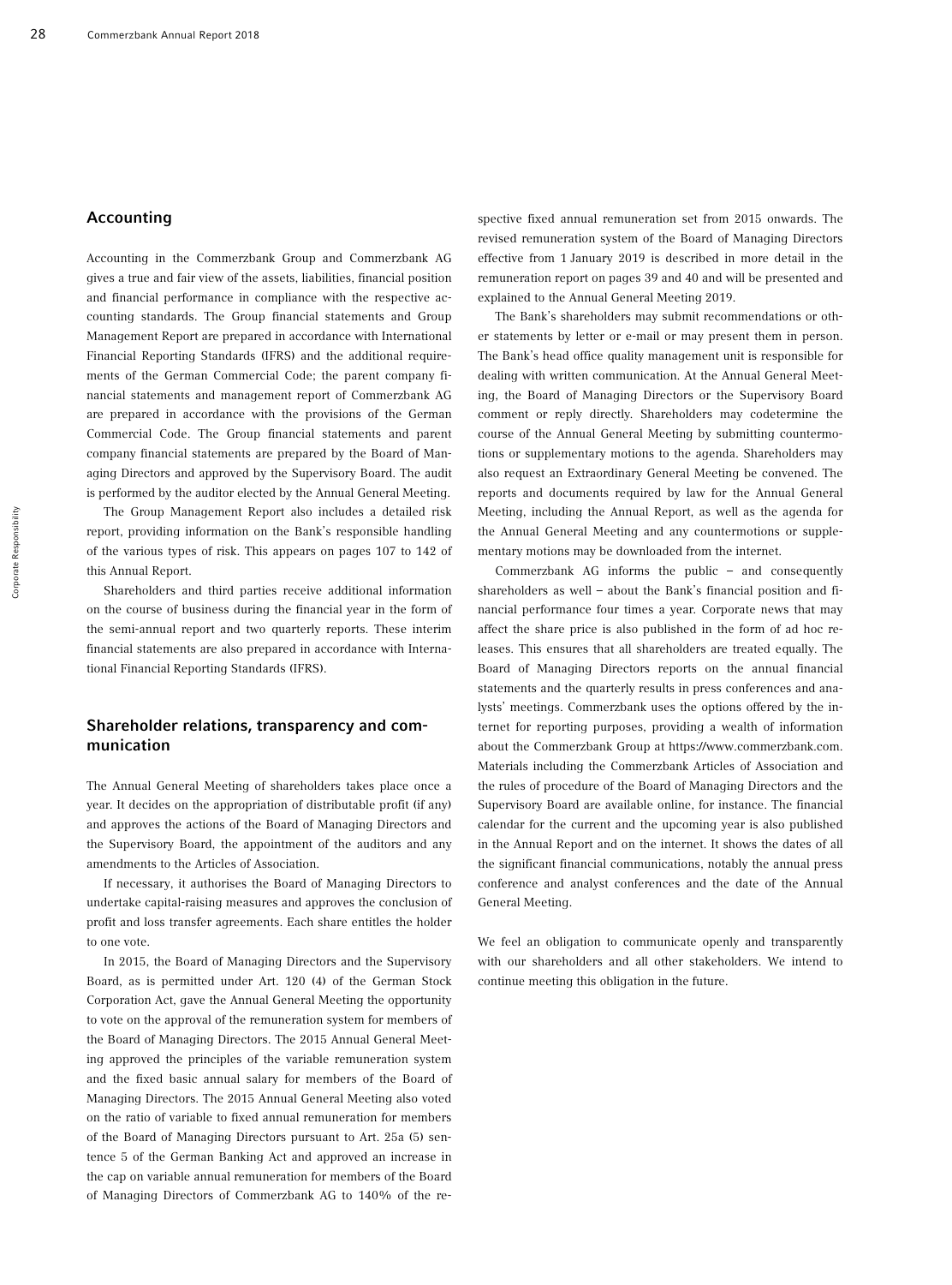## Accounting

Accounting in the Commerzbank Group and Commerzbank AG gives a true and fair view of the assets, liabilities, financial position and financial performance in compliance with the respective accounting standards. The Group financial statements and Group Management Report are prepared in accordance with International Financial Reporting Standards (IFRS) and the additional requirements of the German Commercial Code; the parent company financial statements and management report of Commerzbank AG are prepared in accordance with the provisions of the German Commercial Code. The Group financial statements and parent company financial statements are prepared by the Board of Managing Directors and approved by the Supervisory Board. The audit is performed by the auditor elected by the Annual General Meeting.

The Group Management Report also includes a detailed risk report, providing information on the Bank's responsible handling of the various types of risk. This appears on pages 107 to 142 of this Annual Report.

Shareholders and third parties receive additional information on the course of business during the financial year in the form of the semi-annual report and two quarterly reports. These interim financial statements are also prepared in accordance with International Financial Reporting Standards (IFRS).

## Shareholder relations, transparency and communication

The Annual General Meeting of shareholders takes place once a year. It decides on the appropriation of distributable profit (if any) and approves the actions of the Board of Managing Directors and the Supervisory Board, the appointment of the auditors and any amendments to the Articles of Association.

If necessary, it authorises the Board of Managing Directors to undertake capital-raising measures and approves the conclusion of profit and loss transfer agreements. Each share entitles the holder to one vote.

In 2015, the Board of Managing Directors and the Supervisory Board, as is permitted under Art. 120 (4) of the German Stock Corporation Act, gave the Annual General Meeting the opportunity to vote on the approval of the remuneration system for members of the Board of Managing Directors. The 2015 Annual General Meeting approved the principles of the variable remuneration system and the fixed basic annual salary for members of the Board of Managing Directors. The 2015 Annual General Meeting also voted on the ratio of variable to fixed annual remuneration for members of the Board of Managing Directors pursuant to Art. 25a (5) sentence 5 of the German Banking Act and approved an increase in the cap on variable annual remuneration for members of the Board of Managing Directors of Commerzbank AG to 140% of the respective fixed annual remuneration set from 2015 onwards. The revised remuneration system of the Board of Managing Directors effective from 1 January 2019 is described in more detail in the remuneration report on pages 39 and 40 and will be presented and explained to the Annual General Meeting 2019.

The Bank's shareholders may submit recommendations or other statements by letter or e-mail or may present them in person. The Bank's head office quality management unit is responsible for dealing with written communication. At the Annual General Meeting, the Board of Managing Directors or the Supervisory Board comment or reply directly. Shareholders may codetermine the course of the Annual General Meeting by submitting countermotions or supplementary motions to the agenda. Shareholders may also request an Extraordinary General Meeting be convened. The reports and documents required by law for the Annual General Meeting, including the Annual Report, as well as the agenda for the Annual General Meeting and any countermotions or supplementary motions may be downloaded from the internet.

Commerzbank AG informs the public – and consequently shareholders as well – about the Bank's financial position and financial performance four times a year. Corporate news that may affect the share price is also published in the form of ad hoc releases. This ensures that all shareholders are treated equally. The Board of Managing Directors reports on the annual financial statements and the quarterly results in press conferences and analysts' meetings. Commerzbank uses the options offered by the internet for reporting purposes, providing a wealth of information about the Commerzbank Group at https://www.commerzbank.com. Materials including the Commerzbank Articles of Association and the rules of procedure of the Board of Managing Directors and the Supervisory Board are available online, for instance. The financial calendar for the current and the upcoming year is also published in the Annual Report and on the internet. It shows the dates of all the significant financial communications, notably the annual press conference and analyst conferences and the date of the Annual General Meeting.

We feel an obligation to communicate openly and transparently with our shareholders and all other stakeholders. We intend to continue meeting this obligation in the future.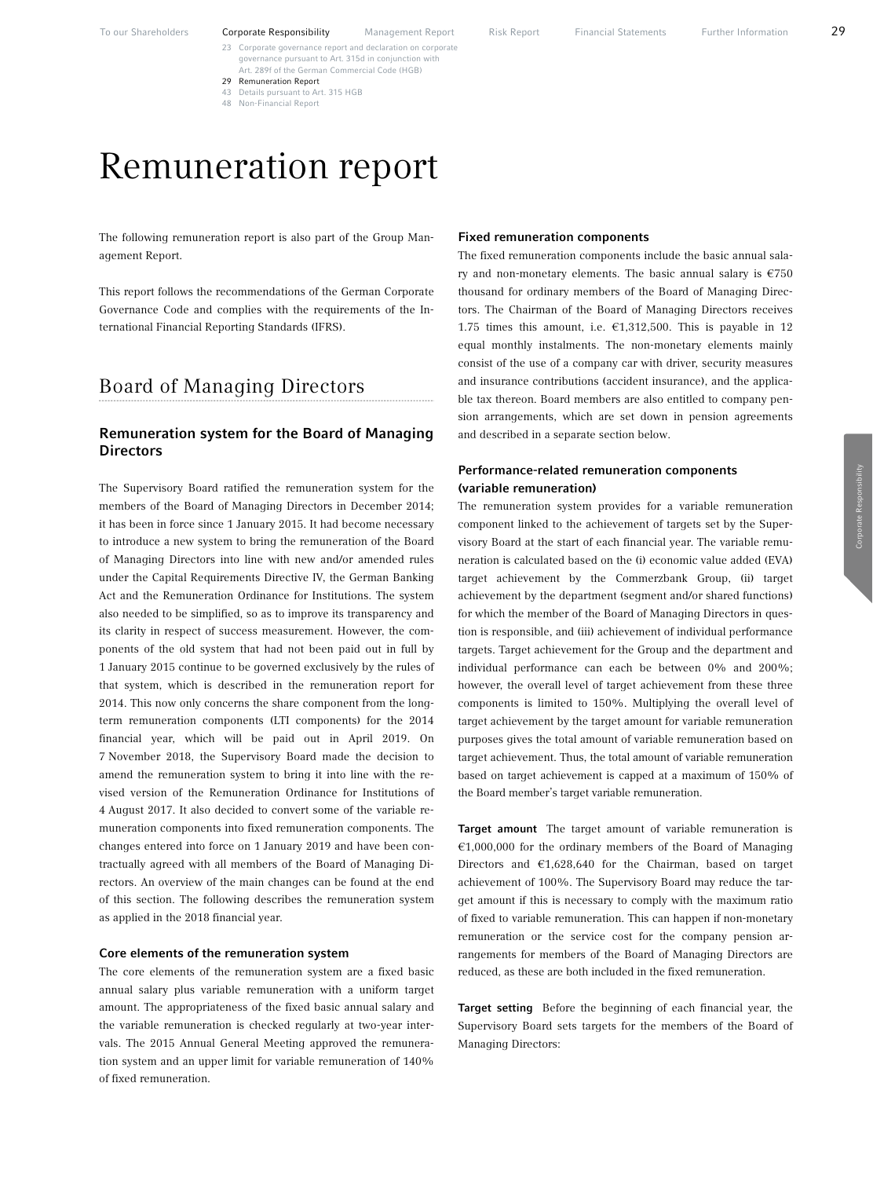// Remuneration report

The following remuneration report is also part of the Group Management Report.

This report follows the recommendations of the German Corporate Governance Code and complies with the requirements of the International Financial Reporting Standards (IFRS).

## Board of Managing Directors

### Remuneration system for the Board of Managing Directors

The Supervisory Board ratified the remuneration system for the members of the Board of Managing Directors in December 2014; it has been in force since 1 January 2015. It had become necessary to introduce a new system to bring the remuneration of the Board of Managing Directors into line with new and/or amended rules under the Capital Requirements Directive IV, the German Banking Act and the Remuneration Ordinance for Institutions. The system also needed to be simplified, so as to improve its transparency and its clarity in respect of success measurement. However, the components of the old system that had not been paid out in full by 1 January 2015 continue to be governed exclusively by the rules of that system, which is described in the remuneration report for 2014. This now only concerns the share component from the long-term remuneration components (LTI components) for the 2014 financial year, which will be paid out in April 2019. On 7 November 2018, the Supervisory Board made the decision to amend the remuneration system to bring it into line with the revised version of the Remuneration Ordinance for Institutions of 4 August 2017. It also decided to convert some of the variable remuneration components into fixed remuneration components. The changes entered into force on 1 January 2019 and have been contractually agreed with all members of the Board of Managing Directors. An overview of the main changes can be found at the end of this section. The following describes the remuneration system as applied in the 2018 financial year.

#### Core elements of the remuneration system

The core elements of the remuneration system are a fixed basic annual salary plus variable remuneration with a uniform target amount. The appropriateness of the fixed basic annual salary and the variable remuneration is checked regularly at two-year intervals. The 2015 Annual General Meeting approved the remuneration system and an upper limit for variable remuneration of 140% of fixed remuneration.

#### Fixed remuneration components

The fixed remuneration components include the basic annual salary and non-monetary elements. The basic annual salary is €750 thousand for ordinary members of the Board of Managing Directors. The Chairman of the Board of Managing Directors receives 1.75 times this amount, i.e. €1,312,500. This is payable in 12 equal monthly instalments. The non-monetary elements mainly consist of the use of a company car with driver, security measures and insurance contributions (accident insurance), and the applicable tax thereon. Board members are also entitled to company pension arrangements, which are set down in pension agreements and described in a separate section below.

#### Performance-related remuneration components (variable remuneration)

The remuneration system provides for a variable remuneration component linked to the achievement of targets set by the Supervisory Board at the start of each financial year. The variable remuneration is calculated based on the (i) economic value added (EVA) target achievement by the Commerzbank Group, (ii) target achievement by the department (segment and/or shared functions) for which the member of the Board of Managing Directors in question is responsible, and (iii) achievement of individual performance targets. Target achievement for the Group and the department and individual performance can each be between 0% and 200%; however, the overall level of target achievement from these three components is limited to 150%. Multiplying the overall level of target achievement by the target amount for variable remuneration purposes gives the total amount of variable remuneration based on target achievement. Thus, the total amount of variable remuneration based on target achievement is capped at a maximum of 150% of the Board member's target variable remuneration.

**Target amount** The target amount of variable remuneration is €1,000,000 for the ordinary members of the Board of Managing Directors and €1,628,640 for the Chairman, based on target achievement of 100%. The Supervisory Board may reduce the target amount if this is necessary to comply with the maximum ratio of fixed to variable remuneration. This can happen if non-monetary remuneration or the service cost for the company pension arrangements for members of the Board of Managing Directors are reduced, as these are both included in the fixed remuneration.

**Target setting** Before the beginning of each financial year, the Supervisory Board sets targets for the members of the Board of Managing Directors: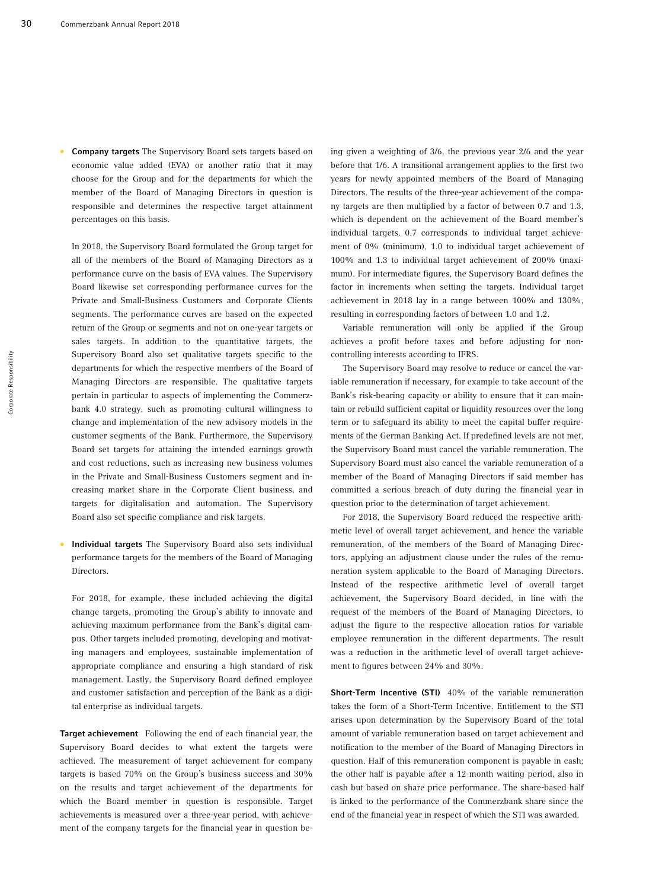- **Company targets** The Supervisory Board sets targets based on economic value added (EVA) or another ratio that it may choose for the Group and for the departments for which the member of the Board of Managing Directors in question is responsible and determines the respective target attainment percentages on this basis.

  In 2018, the Supervisory Board formulated the Group target for all of the members of the Board of Managing Directors as a performance curve on the basis of EVA values. The Supervisory Board likewise set corresponding performance curves for the Private and Small-Business Customers and Corporate Clients segments. The performance curves are based on the expected return of the Group or segments and not on one-year targets or sales targets. In addition to the quantitative targets, the Supervisory Board also set qualitative targets specific to the departments for which the respective members of the Board of Managing Directors are responsible. The qualitative targets pertain in particular to aspects of implementing the Commerzbank 4.0 strategy, such as promoting cultural willingness to change and implementation of the new advisory models in the customer segments of the Bank. Furthermore, the Supervisory Board set targets for attaining the intended earnings growth and cost reductions, such as increasing new business volumes in the Private and Small-Business Customers segment and increasing market share in the Corporate Client business, and targets for digitalisation and automation. The Supervisory Board also set specific compliance and risk targets.

- **Individual targets** The Supervisory Board also sets individual performance targets for the members of the Board of Managing Directors.

  For 2018, for example, these included achieving the digital change targets, promoting the Group's ability to innovate and achieving maximum performance from the Bank's digital campus. Other targets included promoting, developing and motivating managers and employees, sustainable implementation of appropriate compliance and ensuring a high standard of risk management. Lastly, the Supervisory Board defined employee and customer satisfaction and perception of the Bank as a digital enterprise as individual targets.

**Target achievement** Following the end of each financial year, the Supervisory Board decides to what extent the targets were achieved. The measurement of target achievement for company targets is based 70% on the Group's business success and 30% on the results and target achievement of the departments for which the Board member in question is responsible. Target achievements is measured over a three-year period, with achievement of the company targets for the financial year in question being given a weighting of 3/6, the previous year 2/6 and the year before that 1/6. A transitional arrangement applies to the first two years for newly appointed members of the Board of Managing Directors. The results of the three-year achievement of the company targets are then multiplied by a factor of between 0.7 and 1.3, which is dependent on the achievement of the Board member's individual targets. 0.7 corresponds to individual target achievement of 0% (minimum), 1.0 to individual target achievement of 100% and 1.3 to individual target achievement of 200% (maximum). For intermediate figures, the Supervisory Board defines the factor in increments when setting the targets. Individual target achievement in 2018 lay in a range between 100% and 130%, resulting in corresponding factors of between 1.0 and 1.2.

Variable remuneration will only be applied if the Group achieves a profit before taxes and before adjusting for non-controlling interests according to IFRS.

The Supervisory Board may resolve to reduce or cancel the variable remuneration if necessary, for example to take account of the Bank's risk-bearing capacity or ability to ensure that it can maintain or rebuild sufficient capital or liquidity resources over the long term or to safeguard its ability to meet the capital buffer requirements of the German Banking Act. If predefined levels are not met, the Supervisory Board must cancel the variable remuneration. The Supervisory Board must also cancel the variable remuneration of a member of the Board of Managing Directors if said member has committed a serious breach of duty during the financial year in question prior to the determination of target achievement.

For 2018, the Supervisory Board reduced the respective arithmetic level of overall target achievement, and hence the variable remuneration, of the members of the Board of Managing Directors, applying an adjustment clause under the rules of the remuneration system applicable to the Board of Managing Directors. Instead of the respective arithmetic level of overall target achievement, the Supervisory Board decided, in line with the request of the members of the Board of Managing Directors, to adjust the figure to the respective allocation ratios for variable employee remuneration in the different departments. The result was a reduction in the arithmetic level of overall target achievement to figures between 24% and 30%.

**Short-Term Incentive (STI)** 40% of the variable remuneration takes the form of a Short-Term Incentive. Entitlement to the STI arises upon determination by the Supervisory Board of the total amount of variable remuneration based on target achievement and notification to the member of the Board of Managing Directors in question. Half of this remuneration component is payable in cash; the other half is payable after a 12-month waiting period, also in cash but based on share price performance. The share-based half is linked to the performance of the Commerzbank share since the end of the financial year in respect of which the STI was awarded.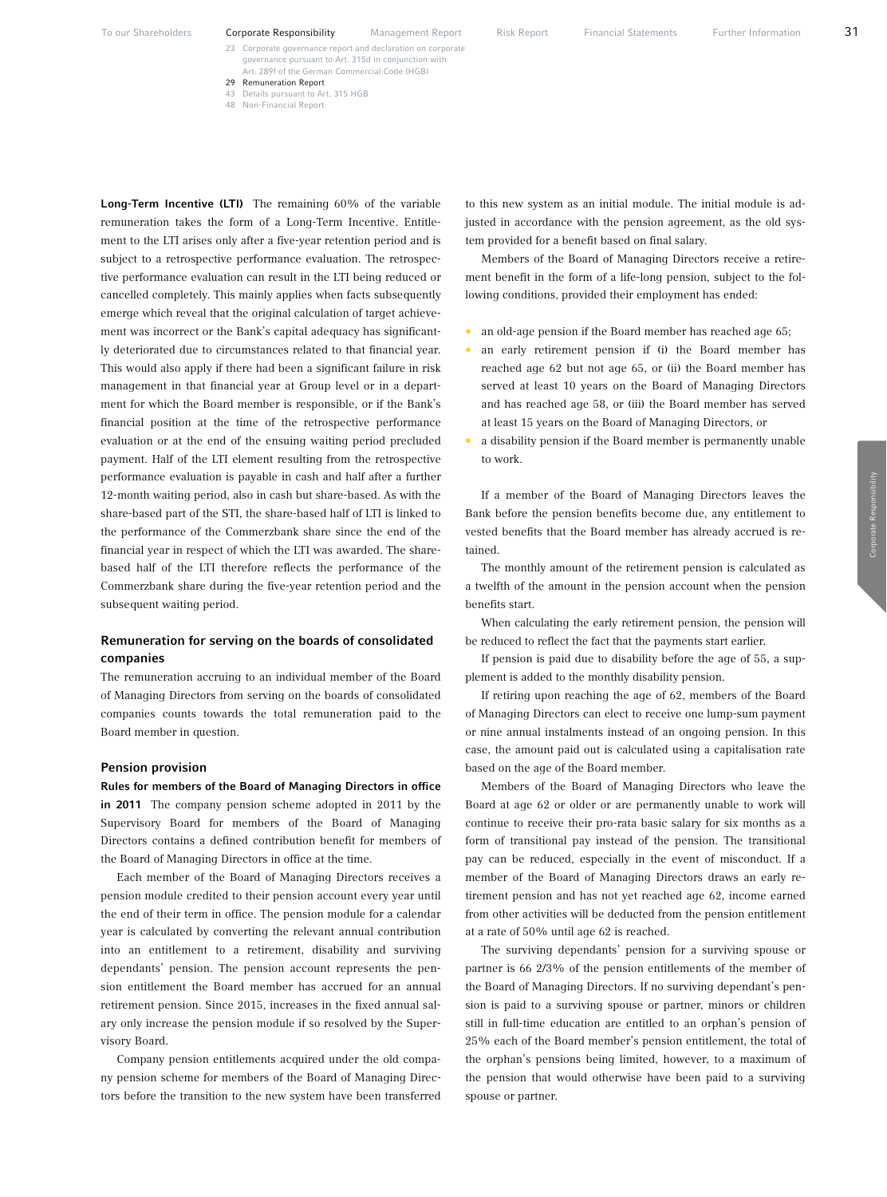**Long-Term Incentive (LTI)** The remaining 60% of the variable remuneration takes the form of a Long-Term Incentive. Entitlement to the LTI arises only after a five-year retention period and is subject to a retrospective performance evaluation. The retrospective performance evaluation can result in the LTI being reduced or cancelled completely. This mainly applies when facts subsequently emerge which reveal that the original calculation of target achievement was incorrect or the Bank's capital adequacy has significantly deteriorated due to circumstances related to that financial year. This would also apply if there had been a significant failure in risk management in that financial year at Group level or in a department for which the Board member is responsible, or if the Bank's financial position at the time of the retrospective performance evaluation or at the end of the ensuing waiting period precluded payment. Half of the LTI element resulting from the retrospective performance evaluation is payable in cash and half after a further 12-month waiting period, also in cash but share-based. As with the share-based part of the STI, the share-based half of LTI is linked to the performance of the Commerzbank share since the end of the financial year in respect of which the LTI was awarded. The share-based half of the LTI therefore reflects the performance of the Commerzbank share during the five-year retention period and the subsequent waiting period.

### Remuneration for serving on the boards of consolidated companies

The remuneration accruing to an individual member of the Board of Managing Directors from serving on the boards of consolidated companies counts towards the total remuneration paid to the Board member in question.

### Pension provision

**Rules for members of the Board of Managing Directors in office in 2011** The company pension scheme adopted in 2011 by the Supervisory Board for members of the Board of Managing Directors contains a defined contribution benefit for members of the Board of Managing Directors in office at the time.

Each member of the Board of Managing Directors receives a pension module credited to their pension account every year until the end of their term in office. The pension module for a calendar year is calculated by converting the relevant annual contribution into an entitlement to a retirement, disability and surviving dependants' pension. The pension account represents the pension entitlement the Board member has accrued for an annual retirement pension. Since 2015, increases in the fixed annual salary only increase the pension module if so resolved by the Supervisory Board.

Company pension entitlements acquired under the old company pension scheme for members of the Board of Managing Directors before the transition to the new system have been transferred to this new system as an initial module. The initial module is adjusted in accordance with the pension agreement, as the old system provided for a benefit based on final salary.

Members of the Board of Managing Directors receive a retirement benefit in the form of a life-long pension, subject to the following conditions, provided their employment has ended:

- an old-age pension if the Board member has reached age 65;
- an early retirement pension if (i) the Board member has reached age 62 but not age 65, or (ii) the Board member has served at least 10 years on the Board of Managing Directors and has reached age 58, or (iii) the Board member has served at least 15 years on the Board of Managing Directors, or
- a disability pension if the Board member is permanently unable to work.

If a member of the Board of Managing Directors leaves the Bank before the pension benefits become due, any entitlement to vested benefits that the Board member has already accrued is retained.

The monthly amount of the retirement pension is calculated as a twelfth of the amount in the pension account when the pension benefits start.

When calculating the early retirement pension, the pension will be reduced to reflect the fact that the payments start earlier.

If pension is paid due to disability before the age of 55, a supplement is added to the monthly disability pension.

If retiring upon reaching the age of 62, members of the Board of Managing Directors can elect to receive one lump-sum payment or nine annual instalments instead of an ongoing pension. In this case, the amount paid out is calculated using a capitalisation rate based on the age of the Board member.

Members of the Board of Managing Directors who leave the Board at age 62 or older or are permanently unable to work will continue to receive their pro-rata basic salary for six months as a form of transitional pay instead of the pension. The transitional pay can be reduced, especially in the event of misconduct. If a member of the Board of Managing Directors draws an early retirement pension and has not yet reached age 62, income earned from other activities will be deducted from the pension entitlement at a rate of 50% until age 62 is reached.

The surviving dependants' pension for a surviving spouse or partner is 66 2/3% of the pension entitlements of the member of the Board of Managing Directors. If no surviving dependant's pension is paid to a surviving spouse or partner, minors or children still in full-time education are entitled to an orphan's pension of 25% each of the Board member's pension entitlement, the total of the orphan's pensions being limited, however, to a maximum of the pension that would otherwise have been paid to a surviving spouse or partner.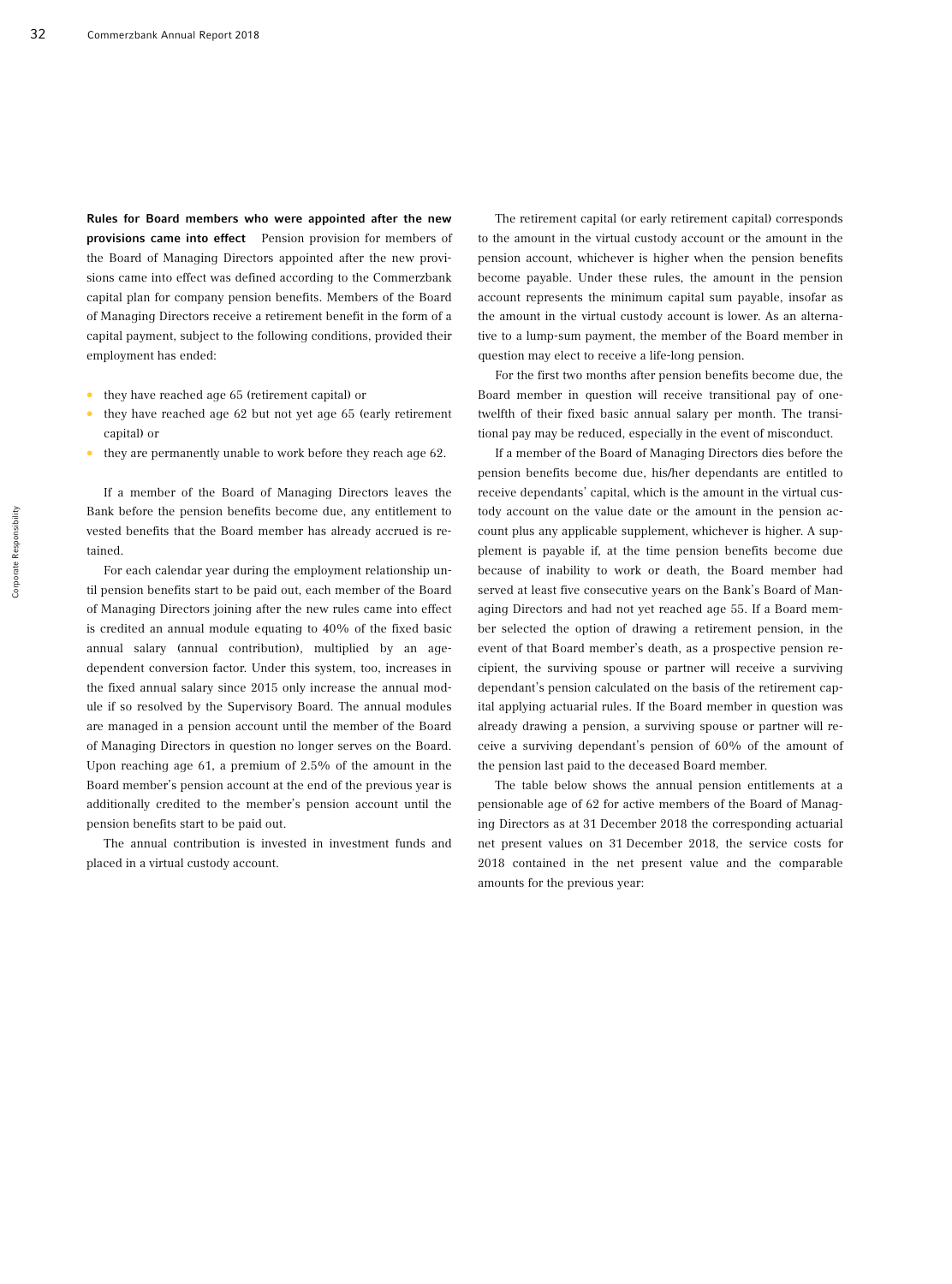**Rules for Board members who were appointed after the new provisions came into effect** Pension provision for members of the Board of Managing Directors appointed after the new provisions came into effect was defined according to the Commerzbank capital plan for company pension benefits. Members of the Board of Managing Directors receive a retirement benefit in the form of a capital payment, subject to the following conditions, provided their employment has ended:

- they have reached age 65 (retirement capital) or
- they have reached age 62 but not yet age 65 (early retirement capital) or
- they are permanently unable to work before they reach age 62.

If a member of the Board of Managing Directors leaves the Bank before the pension benefits become due, any entitlement to vested benefits that the Board member has already accrued is retained.

For each calendar year during the employment relationship until pension benefits start to be paid out, each member of the Board of Managing Directors joining after the new rules came into effect is credited an annual module equating to 40% of the fixed basic annual salary (annual contribution), multiplied by an age-dependent conversion factor. Under this system, too, increases in the fixed annual salary since 2015 only increase the annual module if so resolved by the Supervisory Board. The annual modules are managed in a pension account until the member of the Board of Managing Directors in question no longer serves on the Board. Upon reaching age 61, a premium of 2.5% of the amount in the Board member's pension account at the end of the previous year is additionally credited to the member's pension account until the pension benefits start to be paid out.

The annual contribution is invested in investment funds and placed in a virtual custody account.

The retirement capital (or early retirement capital) corresponds to the amount in the virtual custody account or the amount in the pension account, whichever is higher when the pension benefits become payable. Under these rules, the amount in the pension account represents the minimum capital sum payable, insofar as the amount in the virtual custody account is lower. As an alternative to a lump-sum payment, the member of the Board member in question may elect to receive a life-long pension.

For the first two months after pension benefits become due, the Board member in question will receive transitional pay of one-twelfth of their fixed basic annual salary per month. The transitional pay may be reduced, especially in the event of misconduct.

If a member of the Board of Managing Directors dies before the pension benefits become due, his/her dependants are entitled to receive dependants' capital, which is the amount in the virtual custody account on the value date or the amount in the pension account plus any applicable supplement, whichever is higher. A supplement is payable if, at the time pension benefits become due because of inability to work or death, the Board member had served at least five consecutive years on the Bank's Board of Managing Directors and had not yet reached age 55. If a Board member selected the option of drawing a retirement pension, in the event of that Board member's death, as a prospective pension recipient, the surviving spouse or partner will receive a surviving dependant's pension calculated on the basis of the retirement capital applying actuarial rules. If the Board member in question was already drawing a pension, a surviving spouse or partner will receive a surviving dependant's pension of 60% of the amount of the pension last paid to the deceased Board member.

The table below shows the annual pension entitlements at a pensionable age of 62 for active members of the Board of Managing Directors as at 31 December 2018 the corresponding actuarial net present values on 31 December 2018, the service costs for 2018 contained in the net present value and the comparable amounts for the previous year: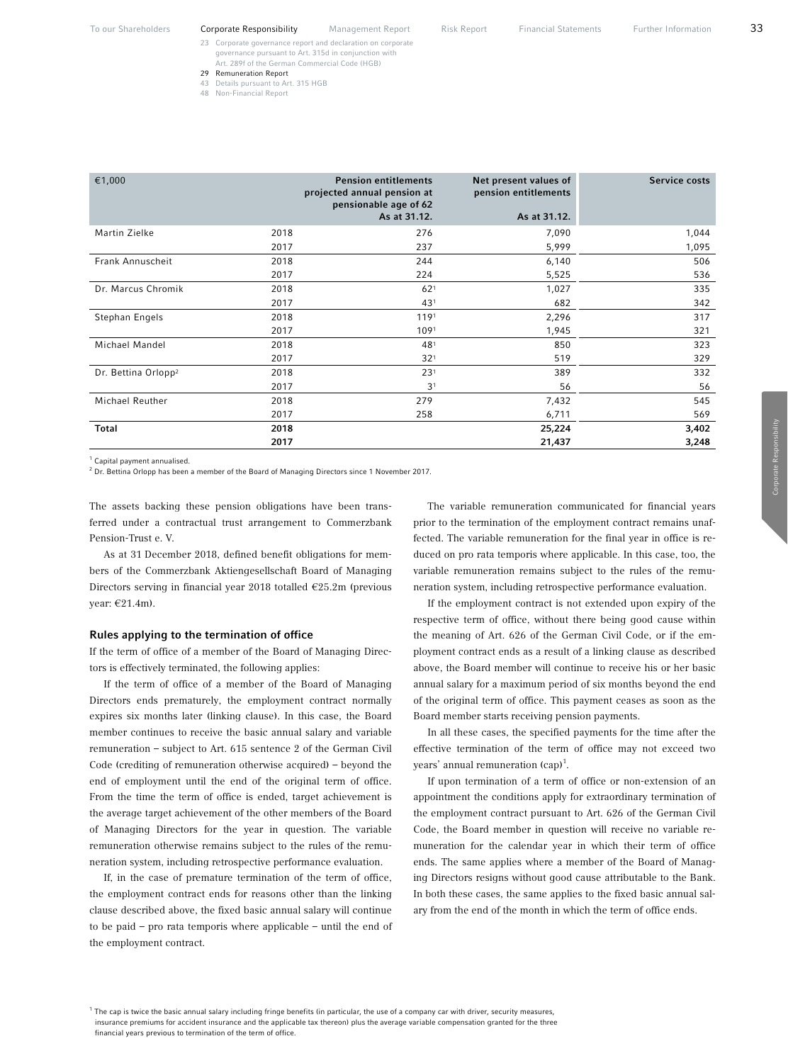| €1,000 | | Pension entitlements projected annual pension at pensionable age of 62 As at 31.12. | Net present values of pension entitlements As at 31.12. | Service costs |
|---|---|---|---|---|
| Martin Zielke | 2018 | 276 | 7,090 | 1,044 |
| | 2017 | 237 | 5,999 | 1,095 |
| Frank Annuscheit | 2018 | 244 | 6,140 | 506 |
| | 2017 | 224 | 5,525 | 536 |
| Dr. Marcus Chromik | 2018 | 62[1] | 1,027 | 335 |
| | 2017 | 43[1] | 682 | 342 |
| Stephan Engels | 2018 | 119[1] | 2,296 | 317 |
| | 2017 | 109[1] | 1,945 | 321 |
| Michael Mandel | 2018 | 48[1] | 850 | 323 |
| | 2017 | 32[1] | 519 | 329 |
| Dr. Bettina Orlopp[2] | 2018 | 23[1] | 389 | 332 |
| | 2017 | 3[1] | 56 | 56 |
| Michael Reuther | 2018 | 279 | 7,432 | 545 |
| | 2017 | 258 | 6,711 | 569 |
| **Total** | **2018** | | **25,224** | **3,402** |
| | **2017** | | **21,437** | **3,248** |

[1] Capital payment annualised.
[2] Dr. Bettina Orlopp has been a member of the Board of Managing Directors since 1 November 2017.

The assets backing these pension obligations have been transferred under a contractual trust arrangement to Commerzbank Pension-Trust e. V.

As at 31 December 2018, defined benefit obligations for members of the Commerzbank Aktiengesellschaft Board of Managing Directors serving in financial year 2018 totalled €25.2m (previous year: €21.4m).

### Rules applying to the termination of office

If the term of office of a member of the Board of Managing Directors is effectively terminated, the following applies:

If the term of office of a member of the Board of Managing Directors ends prematurely, the employment contract normally expires six months later (linking clause). In this case, the Board member continues to receive the basic annual salary and variable remuneration – subject to Art. 615 sentence 2 of the German Civil Code (crediting of remuneration otherwise acquired) – beyond the end of employment until the end of the original term of office. From the time the term of office is ended, target achievement is the average target achievement of the other members of the Board of Managing Directors for the year in question. The variable remuneration otherwise remains subject to the rules of the remuneration system, including retrospective performance evaluation.

If, in the case of premature termination of the term of office, the employment contract ends for reasons other than the linking clause described above, the fixed basic annual salary will continue to be paid – pro rata temporis where applicable – until the end of the employment contract.

The variable remuneration communicated for financial years prior to the termination of the employment contract remains unaffected. The variable remuneration for the final year in office is reduced on pro rata temporis where applicable. In this case, too, the variable remuneration remains subject to the rules of the remuneration system, including retrospective performance evaluation.

If the employment contract is not extended upon expiry of the respective term of office, without there being good cause within the meaning of Art. 626 of the German Civil Code, or if the employment contract ends as a result of a linking clause as described above, the Board member will continue to receive his or her basic annual salary for a maximum period of six months beyond the end of the original term of office. This payment ceases as soon as the Board member starts receiving pension payments.

In all these cases, the specified payments for the time after the effective termination of the term of office may not exceed two years' annual remuneration (cap)[1].

If upon termination of a term of office or non-extension of an appointment the conditions apply for extraordinary termination of the employment contract pursuant to Art. 626 of the German Civil Code, the Board member in question will receive no variable remuneration for the calendar year in which their term of office ends. The same applies where a member of the Board of Managing Directors resigns without good cause attributable to the Bank. In both these cases, the same applies to the fixed basic annual salary from the end of the month in which the term of office ends.

[1] The cap is twice the basic annual salary including fringe benefits (in particular, the use of a company car with driver, security measures, insurance premiums for accident insurance and the applicable tax thereon) plus the average variable compensation granted for the three financial years previous to termination of the term of office.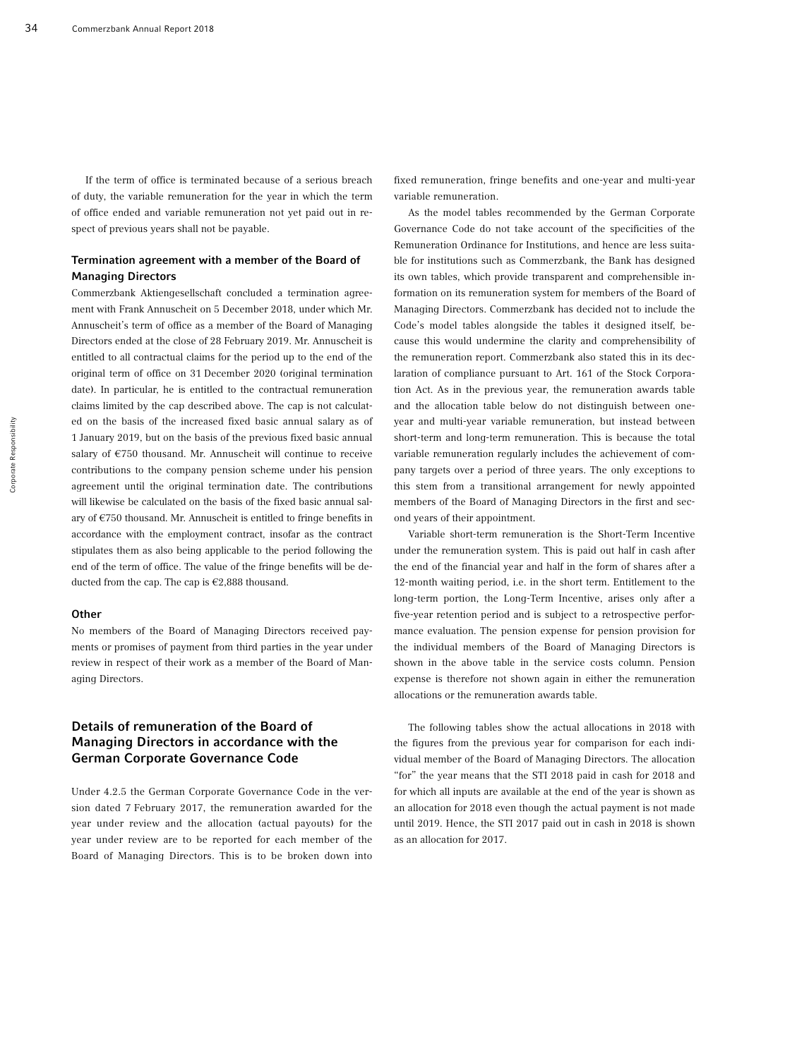If the term of office is terminated because of a serious breach of duty, the variable remuneration for the year in which the term of office ended and variable remuneration not yet paid out in respect of previous years shall not be payable.

### Termination agreement with a member of the Board of Managing Directors

Commerzbank Aktiengesellschaft concluded a termination agreement with Frank Annuscheit on 5 December 2018, under which Mr. Annuscheit's term of office as a member of the Board of Managing Directors ended at the close of 28 February 2019. Mr. Annuscheit is entitled to all contractual claims for the period up to the end of the original term of office on 31 December 2020 (original termination date). In particular, he is entitled to the contractual remuneration claims limited by the cap described above. The cap is not calculated on the basis of the increased fixed basic annual salary as of 1 January 2019, but on the basis of the previous fixed basic annual salary of €750 thousand. Mr. Annuscheit will continue to receive contributions to the company pension scheme under his pension agreement until the original termination date. The contributions will likewise be calculated on the basis of the fixed basic annual salary of €750 thousand. Mr. Annuscheit is entitled to fringe benefits in accordance with the employment contract, insofar as the contract stipulates them as also being applicable to the period following the end of the term of office. The value of the fringe benefits will be deducted from the cap. The cap is €2,888 thousand.

#### Other

No members of the Board of Managing Directors received payments or promises of payment from third parties in the year under review in respect of their work as a member of the Board of Managing Directors.

## Details of remuneration of the Board of Managing Directors in accordance with the German Corporate Governance Code

Under 4.2.5 the German Corporate Governance Code in the version dated 7 February 2017, the remuneration awarded for the year under review and the allocation (actual payouts) for the year under review are to be reported for each member of the Board of Managing Directors. This is to be broken down into fixed remuneration, fringe benefits and one-year and multi-year variable remuneration.

As the model tables recommended by the German Corporate Governance Code do not take account of the specificities of the Remuneration Ordinance for Institutions, and hence are less suitable for institutions such as Commerzbank, the Bank has designed its own tables, which provide transparent and comprehensible information on its remuneration system for members of the Board of Managing Directors. Commerzbank has decided not to include the Code's model tables alongside the tables it designed itself, because this would undermine the clarity and comprehensibility of the remuneration report. Commerzbank also stated this in its declaration of compliance pursuant to Art. 161 of the Stock Corporation Act. As in the previous year, the remuneration awards table and the allocation table below do not distinguish between one-year and multi-year variable remuneration, but instead between short-term and long-term remuneration. This is because the total variable remuneration regularly includes the achievement of company targets over a period of three years. The only exceptions to this stem from a transitional arrangement for newly appointed members of the Board of Managing Directors in the first and second years of their appointment.

Variable short-term remuneration is the Short-Term Incentive under the remuneration system. This is paid out half in cash after the end of the financial year and half in the form of shares after a 12-month waiting period, i.e. in the short term. Entitlement to the long-term portion, the Long-Term Incentive, arises only after a five-year retention period and is subject to a retrospective performance evaluation. The pension expense for pension provision for the individual members of the Board of Managing Directors is shown in the above table in the service costs column. Pension expense is therefore not shown again in either the remuneration allocations or the remuneration awards table.

The following tables show the actual allocations in 2018 with the figures from the previous year for comparison for each individual member of the Board of Managing Directors. The allocation "for" the year means that the STI 2018 paid in cash for 2018 and for which all inputs are available at the end of the year is shown as an allocation for 2018 even though the actual payment is not made until 2019. Hence, the STI 2017 paid out in cash in 2018 is shown as an allocation for 2017.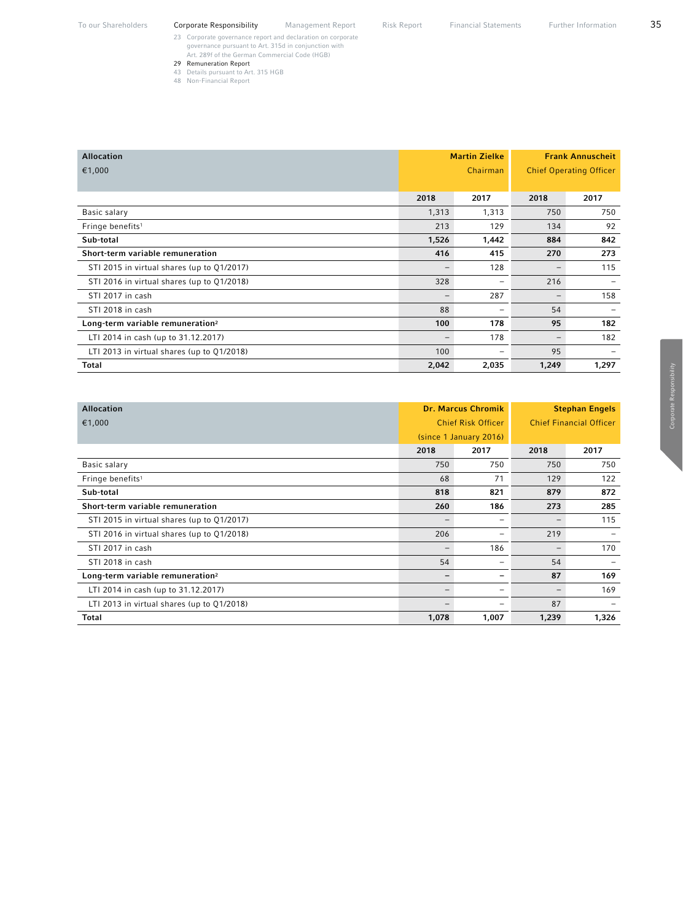| Allocation €1,000 | Martin Zielke Chairman | | Frank Annuscheit Chief Operating Officer | |
|---|---|---|---|---|
| | 2018 | 2017 | 2018 | 2017 |
| Basic salary | 1,313 | 1,313 | 750 | 750 |
| Fringe benefits[1] | 213 | 129 | 134 | 92 |
| **Sub-total** | **1,526** | **1,442** | **884** | **842** |
| **Short-term variable remuneration** | **416** | **415** | **270** | **273** |
| STI 2015 in virtual shares (up to Q1/2017) | – | 128 | – | 115 |
| STI 2016 in virtual shares (up to Q1/2018) | 328 | – | 216 | – |
| STI 2017 in cash | – | 287 | – | 158 |
| STI 2018 in cash | 88 | – | 54 | – |
| **Long-term variable remuneration[2]** | **100** | **178** | **95** | **182** |
| LTI 2014 in cash (up to 31.12.2017) | – | 178 | – | 182 |
| LTI 2013 in virtual shares (up to Q1/2018) | 100 | – | 95 | – |
| **Total** | **2,042** | **2,035** | **1,249** | **1,297** |

| Allocation €1,000 | Dr. Marcus Chromik Chief Risk Officer (since 1 January 2016) | | Stephan Engels Chief Financial Officer | |
|---|---|---|---|---|
| | 2018 | 2017 | 2018 | 2017 |
| Basic salary | 750 | 750 | 750 | 750 |
| Fringe benefits[1] | 68 | 71 | 129 | 122 |
| **Sub-total** | **818** | **821** | **879** | **872** |
| **Short-term variable remuneration** | **260** | **186** | **273** | **285** |
| STI 2015 in virtual shares (up to Q1/2017) | – | – | – | 115 |
| STI 2016 in virtual shares (up to Q1/2018) | 206 | – | 219 | – |
| STI 2017 in cash | – | 186 | – | 170 |
| STI 2018 in cash | 54 | – | 54 | – |
| **Long-term variable remuneration[2]** | **–** | **–** | **87** | **169** |
| LTI 2014 in cash (up to 31.12.2017) | – | – | – | 169 |
| LTI 2013 in virtual shares (up to Q1/2018) | – | – | 87 | – |
| **Total** | **1,078** | **1,007** | **1,239** | **1,326** |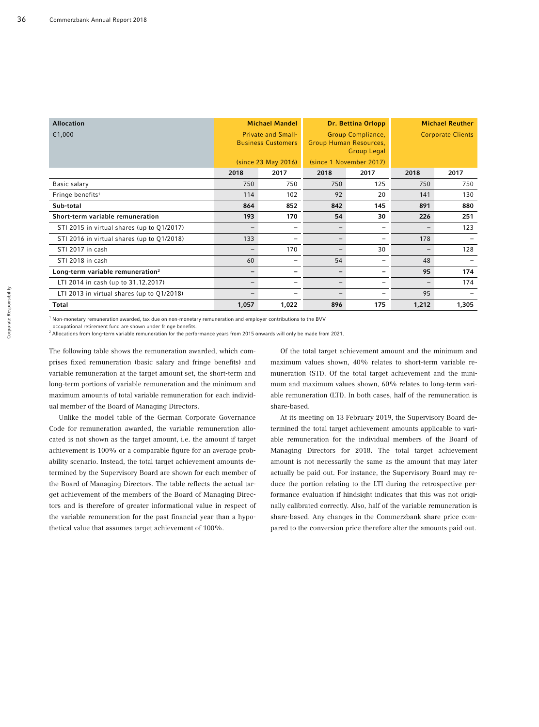| Allocation €1,000 | Michael Mandel Private and Small-Business Customers (since 23 May 2016) | | Dr. Bettina Orlopp Group Compliance, Group Human Resources, Group Legal (since 1 November 2017) | | Michael Reuther Corporate Clients | |
|---|---|---|---|---|---|---|
| | 2018 | 2017 | 2018 | 2017 | 2018 | 2017 |
| Basic salary | 750 | 750 | 750 | 125 | 750 | 750 |
| Fringe benefits[1] | 114 | 102 | 92 | 20 | 141 | 130 |
| **Sub-total** | **864** | **852** | **842** | **145** | **891** | **880** |
| **Short-term variable remuneration** | **193** | **170** | **54** | **30** | **226** | **251** |
| STI 2015 in virtual shares (up to Q1/2017) | – | – | – | – | – | 123 |
| STI 2016 in virtual shares (up to Q1/2018) | 133 | – | – | – | 178 | – |
| STI 2017 in cash | – | 170 | – | 30 | – | 128 |
| STI 2018 in cash | 60 | – | 54 | – | 48 | – |
| **Long-term variable remuneration[2]** | **–** | **–** | **–** | **–** | **95** | **174** |
| LTI 2014 in cash (up to 31.12.2017) | – | – | – | – | – | 174 |
| LTI 2013 in virtual shares (up to Q1/2018) | – | – | – | – | 95 | – |
| **Total** | **1,057** | **1,022** | **896** | **175** | **1,212** | **1,305** |

[1] Non-monetary remuneration awarded, tax due on non-monetary remuneration and employer contributions to the BVV occupational retirement fund are shown under fringe benefits.
[2] Allocations from long-term variable remuneration for the performance years from 2015 onwards will only be made from 2021.

The following table shows the remuneration awarded, which comprises fixed remuneration (basic salary and fringe benefits) and variable remuneration at the target amount set, the short-term and long-term portions of variable remuneration and the minimum and maximum amounts of total variable remuneration for each individual member of the Board of Managing Directors.

Unlike the model table of the German Corporate Governance Code for remuneration awarded, the variable remuneration allocated is not shown as the target amount, i.e. the amount if target achievement is 100% or a comparable figure for an average probability scenario. Instead, the total target achievement amounts determined by the Supervisory Board are shown for each member of the Board of Managing Directors. The table reflects the actual target achievement of the members of the Board of Managing Directors and is therefore of greater informational value in respect of the variable remuneration for the past financial year than a hypothetical value that assumes target achievement of 100%.

Of the total target achievement amount and the minimum and maximum values shown, 40% relates to short-term variable remuneration (STI). Of the total target achievement and the minimum and maximum values shown, 60% relates to long-term variable remuneration (LTI). In both cases, half of the remuneration is share-based.

At its meeting on 13 February 2019, the Supervisory Board determined the total target achievement amounts applicable to variable remuneration for the individual members of the Board of Managing Directors for 2018. The total target achievement amount is not necessarily the same as the amount that may later actually be paid out. For instance, the Supervisory Board may reduce the portion relating to the LTI during the retrospective performance evaluation if hindsight indicates that this was not originally calibrated correctly. Also, half of the variable remuneration is share-based. Any changes in the Commerzbank share price compared to the conversion price therefore alter the amounts paid out.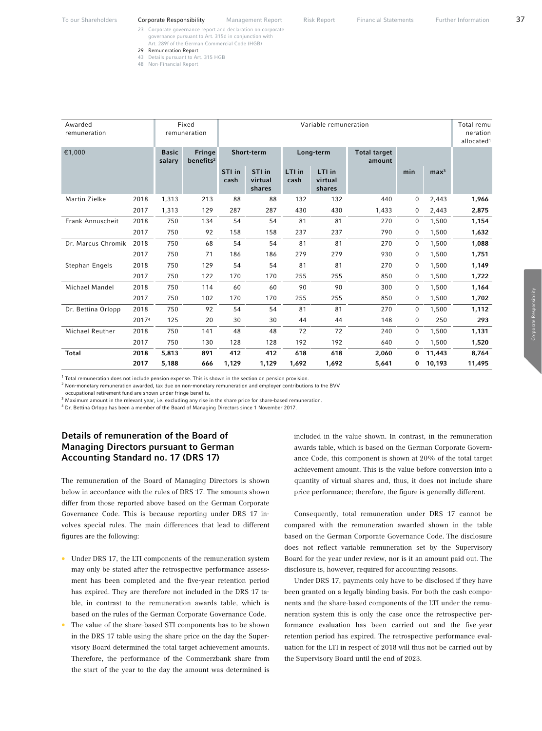| Awarded remuneration | | Fixed remuneration | | Variable remuneration | | | | | | | Total remuneration allocated[1] |
|---|---|---|---|---|---|---|---|---|---|---|---|
| €1,000 | | Basic salary | Fringe benefits[2] | Short-term | | Long-term | | Total target amount | | | |
| | | | | STI in cash | STI in virtual shares | LTI in cash | LTI in virtual shares | | min | max[3] | |
| Martin Zielke | 2018 | 1,313 | 213 | 88 | 88 | 132 | 132 | 440 | 0 | 2,443 | **1,966** |
| | 2017 | 1,313 | 129 | 287 | 287 | 430 | 430 | 1,433 | 0 | 2,443 | **2,875** |
| Frank Annuscheit | 2018 | 750 | 134 | 54 | 54 | 81 | 81 | 270 | 0 | 1,500 | **1,154** |
| | 2017 | 750 | 92 | 158 | 158 | 237 | 237 | 790 | 0 | 1,500 | **1,632** |
| Dr. Marcus Chromik | 2018 | 750 | 68 | 54 | 54 | 81 | 81 | 270 | 0 | 1,500 | **1,088** |
| | 2017 | 750 | 71 | 186 | 186 | 279 | 279 | 930 | 0 | 1,500 | **1,751** |
| Stephan Engels | 2018 | 750 | 129 | 54 | 54 | 81 | 81 | 270 | 0 | 1,500 | **1,149** |
| | 2017 | 750 | 122 | 170 | 170 | 255 | 255 | 850 | 0 | 1,500 | **1,722** |
| Michael Mandel | 2018 | 750 | 114 | 60 | 60 | 90 | 90 | 300 | 0 | 1,500 | **1,164** |
| | 2017 | 750 | 102 | 170 | 170 | 255 | 255 | 850 | 0 | 1,500 | **1,702** |
| Dr. Bettina Orlopp | 2018 | 750 | 92 | 54 | 54 | 81 | 81 | 270 | 0 | 1,500 | **1,112** |
| | 2017[4] | 125 | 20 | 30 | 30 | 44 | 44 | 148 | 0 | 250 | **293** |
| Michael Reuther | 2018 | 750 | 141 | 48 | 48 | 72 | 72 | 240 | 0 | 1,500 | **1,131** |
| | 2017 | 750 | 130 | 128 | 128 | 192 | 192 | 640 | 0 | 1,500 | **1,520** |
| **Total** | **2018** | **5,813** | **891** | **412** | **412** | **618** | **618** | **2,060** | **0** | **11,443** | **8,764** |
| | **2017** | **5,188** | **666** | **1,129** | **1,129** | **1,692** | **1,692** | **5,641** | **0** | **10,193** | **11,495** |

[1] Total remuneration does not include pension expense. This is shown in the section on pension provision.
[2] Non-monetary remuneration awarded, tax due on non-monetary remuneration and employer contributions to the BVV occupational retirement fund are shown under fringe benefits.
[3] Maximum amount in the relevant year, i.e. excluding any rise in the share price for share-based remuneration.
[4] Dr. Bettina Orlopp has been a member of the Board of Managing Directors since 1 November 2017.

## Details of remuneration of the Board of Managing Directors pursuant to German Accounting Standard no. 17 (DRS 17)

The remuneration of the Board of Managing Directors is shown below in accordance with the rules of DRS 17. The amounts shown differ from those reported above based on the German Corporate Governance Code. This is because reporting under DRS 17 involves special rules. The main differences that lead to different figures are the following:

- Under DRS 17, the LTI components of the remuneration system may only be stated after the retrospective performance assessment has been completed and the five-year retention period has expired. They are therefore not included in the DRS 17 table, in contrast to the remuneration awards table, which is based on the rules of the German Corporate Governance Code.
- The value of the share-based STI components has to be shown in the DRS 17 table using the share price on the day the Supervisory Board determined the total target achievement amounts. Therefore, the performance of the Commerzbank share from the start of the year to the day the amount was determined is included in the value shown. In contrast, in the remuneration awards table, which is based on the German Corporate Governance Code, this component is shown at 20% of the total target achievement amount. This is the value before conversion into a quantity of virtual shares and, thus, it does not include share price performance; therefore, the figure is generally different.

Consequently, total remuneration under DRS 17 cannot be compared with the remuneration awarded shown in the table based on the German Corporate Governance Code. The disclosure does not reflect variable remuneration set by the Supervisory Board for the year under review, nor is it an amount paid out. The disclosure is, however, required for accounting reasons.

Under DRS 17, payments only have to be disclosed if they have been granted on a legally binding basis. For both the cash components and the share-based components of the LTI under the remuneration system this is only the case once the retrospective performance evaluation has been carried out and the five-year retention period has expired. The retrospective performance evaluation for the LTI in respect of 2018 will thus not be carried out by the Supervisory Board until the end of 2023.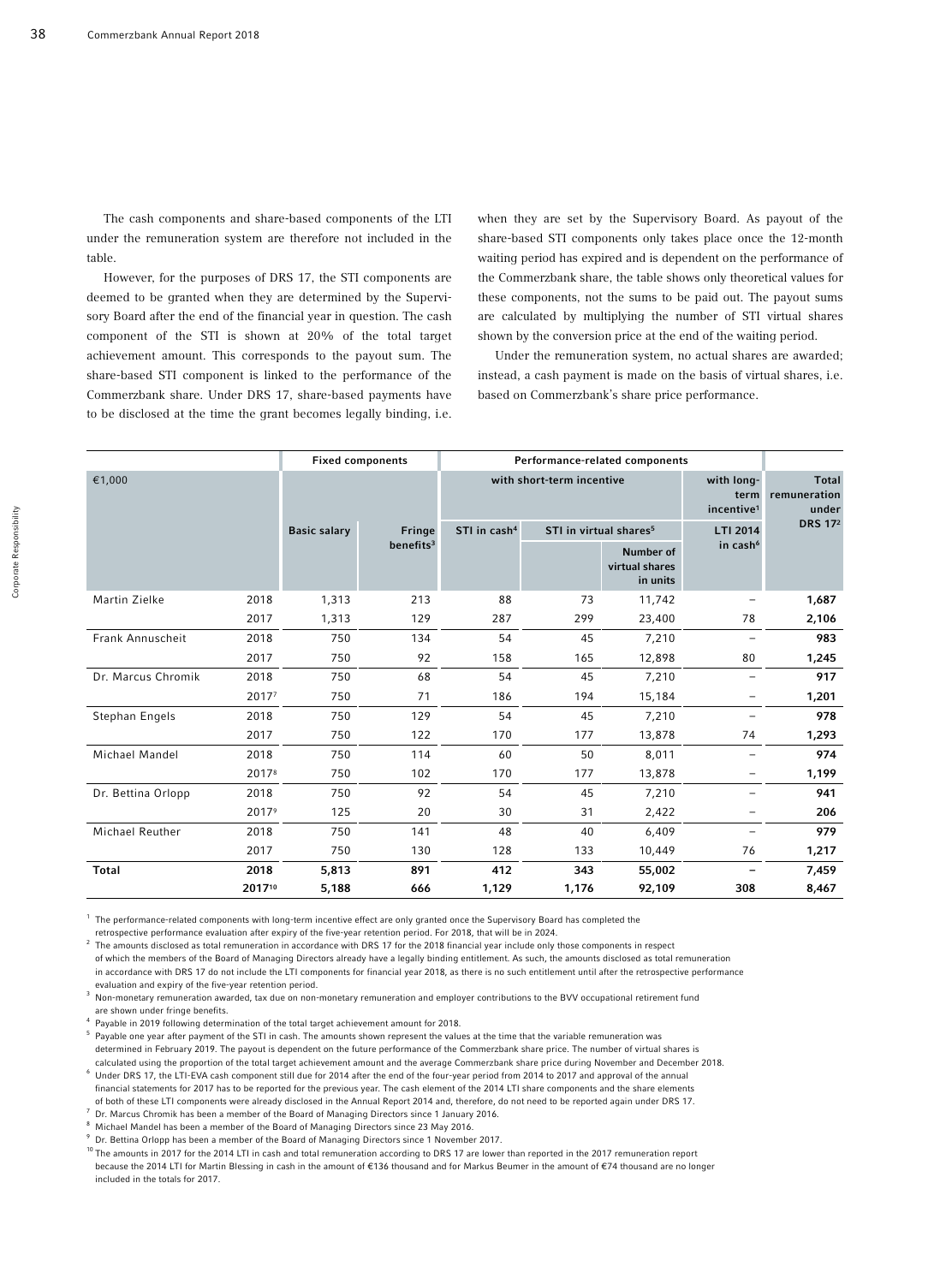The cash components and share-based components of the LTI under the remuneration system are therefore not included in the table.

However, for the purposes of DRS 17, the STI components are deemed to be granted when they are determined by the Supervisory Board after the end of the financial year in question. The cash component of the STI is shown at 20% of the total target achievement amount. This corresponds to the payout sum. The share-based STI component is linked to the performance of the Commerzbank share. Under DRS 17, share-based payments have to be disclosed at the time the grant becomes legally binding, i.e. when they are set by the Supervisory Board. As payout of the share-based STI components only takes place once the 12-month waiting period has expired and is dependent on the performance of the Commerzbank share, the table shows only theoretical values for these components, not the sums to be paid out. The payout sums are calculated by multiplying the number of STI virtual shares shown by the conversion price at the end of the waiting period.

Under the remuneration system, no actual shares are awarded; instead, a cash payment is made on the basis of virtual shares, i.e. based on Commerzbank's share price performance.

| | | Fixed components | | Performance-related components | | | | |
|---|---|---|---|---|---|---|---|---|
| €1,000 | | | | with short-term incentive | | | with long-term incentive[1] | Total remuneration under DRS 17[2] |
| | | Basic salary | Fringe benefits[3] | STI in cash[4] | STI in virtual shares[5] | | LTI 2014 in cash[6] | |
| | | | | | | Number of virtual shares in units | | |
| Martin Zielke | 2018 | 1,313 | 213 | 88 | 73 | 11,742 | – | **1,687** |
| | 2017 | 1,313 | 129 | 287 | 299 | 23,400 | 78 | **2,106** |
| Frank Annuscheit | 2018 | 750 | 134 | 54 | 45 | 7,210 | – | **983** |
| | 2017 | 750 | 92 | 158 | 165 | 12,898 | 80 | **1,245** |
| Dr. Marcus Chromik | 2018 | 750 | 68 | 54 | 45 | 7,210 | – | **917** |
| | 2017[7] | 750 | 71 | 186 | 194 | 15,184 | – | **1,201** |
| Stephan Engels | 2018 | 750 | 129 | 54 | 45 | 7,210 | – | **978** |
| | 2017 | 750 | 122 | 170 | 177 | 13,878 | 74 | **1,293** |
| Michael Mandel | 2018 | 750 | 114 | 60 | 50 | 8,011 | – | **974** |
| | 2017[8] | 750 | 102 | 170 | 177 | 13,878 | – | **1,199** |
| Dr. Bettina Orlopp | 2018 | 750 | 92 | 54 | 45 | 7,210 | – | **941** |
| | 2017[9] | 125 | 20 | 30 | 31 | 2,422 | – | **206** |
| Michael Reuther | 2018 | 750 | 141 | 48 | 40 | 6,409 | – | **979** |
| | 2017 | 750 | 130 | 128 | 133 | 10,449 | 76 | **1,217** |
| **Total** | **2018** | **5,813** | **891** | **412** | **343** | **55,002** | **–** | **7,459** |
| | **2017[10]** | **5,188** | **666** | **1,129** | **1,176** | **92,109** | **308** | **8,467** |

[1] The performance-related components with long-term incentive effect are only granted once the Supervisory Board has completed the retrospective performance evaluation after expiry of the five-year retention period. For 2018, that will be in 2024.

[2] The amounts disclosed as total remuneration in accordance with DRS 17 for the 2018 financial year include only those components in respect of which the members of the Board of Managing Directors already have a legally binding entitlement. As such, the amounts disclosed as total remuneration in accordance with DRS 17 do not include the LTI components for financial year 2018, as there is no such entitlement until after the retrospective performance evaluation and expiry of the five-year retention period.

[3] Non-monetary remuneration awarded, tax due on non-monetary remuneration and employer contributions to the BVV occupational retirement fund are shown under fringe benefits.

[4] Payable in 2019 following determination of the total target achievement amount for 2018.

[5] Payable one year after payment of the STI in cash. The amounts shown represent the values at the time that the variable remuneration was determined in February 2019. The payout is dependent on the future performance of the Commerzbank share price. The number of virtual shares is calculated using the proportion of the total target achievement amount and the average Commerzbank share price during November and December 2018.

[6] Under DRS 17, the LTI-EVA cash component still due for 2014 after the end of the four-year period from 2014 to 2017 and approval of the annual financial statements for 2017 has to be reported for the previous year. The cash element of the 2014 LTI share components and the share elements of both of these LTI components were already disclosed in the Annual Report 2014 and, therefore, do not need to be reported again under DRS 17.

[7] Dr. Marcus Chromik has been a member of the Board of Managing Directors since 1 January 2016.

[8] Michael Mandel has been a member of the Board of Managing Directors since 23 May 2016.

[9] Dr. Bettina Orlopp has been a member of the Board of Managing Directors since 1 November 2017.

[10] The amounts in 2017 for the 2014 LTI in cash and total remuneration according to DRS 17 are lower than reported in the 2017 remuneration report because the 2014 LTI for Martin Blessing in cash in the amount of €136 thousand and for Markus Beumer in the amount of €74 thousand are no longer included in the totals for 2017.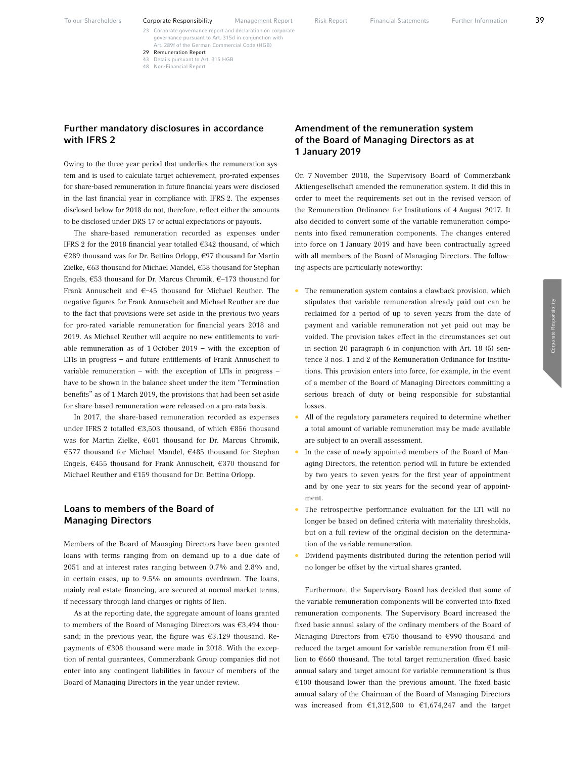## Further mandatory disclosures in accordance with IFRS 2

Owing to the three-year period that underlies the remuneration system and is used to calculate target achievement, pro-rated expenses for share-based remuneration in future financial years were disclosed in the last financial year in compliance with IFRS 2. The expenses disclosed below for 2018 do not, therefore, reflect either the amounts to be disclosed under DRS 17 or actual expectations or payouts.

The share-based remuneration recorded as expenses under IFRS 2 for the 2018 financial year totalled €342 thousand, of which €289 thousand was for Dr. Bettina Orlopp, €97 thousand for Martin Zielke, €63 thousand for Michael Mandel, €58 thousand for Stephan Engels, €53 thousand for Dr. Marcus Chromik, €–173 thousand for Frank Annuscheit and €–45 thousand for Michael Reuther. The negative figures for Frank Annuscheit and Michael Reuther are due to the fact that provisions were set aside in the previous two years for pro-rated variable remuneration for financial years 2018 and 2019. As Michael Reuther will acquire no new entitlements to variable remuneration as of 1 October 2019 – with the exception of LTIs in progress – and future entitlements of Frank Annuscheit to variable remuneration – with the exception of LTIs in progress – have to be shown in the balance sheet under the item "Termination benefits" as of 1 March 2019, the provisions that had been set aside for share-based remuneration were released on a pro-rata basis.

In 2017, the share-based remuneration recorded as expenses under IFRS 2 totalled €3,503 thousand, of which €856 thousand was for Martin Zielke, €601 thousand for Dr. Marcus Chromik, €577 thousand for Michael Mandel, €485 thousand for Stephan Engels, €455 thousand for Frank Annuscheit, €370 thousand for Michael Reuther and €159 thousand for Dr. Bettina Orlopp.

## Loans to members of the Board of Managing Directors

Members of the Board of Managing Directors have been granted loans with terms ranging from on demand up to a due date of 2051 and at interest rates ranging between 0.7% and 2.8% and, in certain cases, up to 9.5% on amounts overdrawn. The loans, mainly real estate financing, are secured at normal market terms, if necessary through land charges or rights of lien.

As at the reporting date, the aggregate amount of loans granted to members of the Board of Managing Directors was €3,494 thousand; in the previous year, the figure was €3,129 thousand. Repayments of €308 thousand were made in 2018. With the exception of rental guarantees, Commerzbank Group companies did not enter into any contingent liabilities in favour of members of the Board of Managing Directors in the year under review.

## Amendment of the remuneration system of the Board of Managing Directors as at 1 January 2019

On 7 November 2018, the Supervisory Board of Commerzbank Aktiengesellschaft amended the remuneration system. It did this in order to meet the requirements set out in the revised version of the Remuneration Ordinance for Institutions of 4 August 2017. It also decided to convert some of the variable remuneration components into fixed remuneration components. The changes entered into force on 1 January 2019 and have been contractually agreed with all members of the Board of Managing Directors. The following aspects are particularly noteworthy:

- The remuneration system contains a clawback provision, which stipulates that variable remuneration already paid out can be reclaimed for a period of up to seven years from the date of payment and variable remuneration not yet paid out may be voided. The provision takes effect in the circumstances set out in section 20 paragraph 6 in conjunction with Art. 18 (5) sentence 3 nos. 1 and 2 of the Remuneration Ordinance for Institutions. This provision enters into force, for example, in the event of a member of the Board of Managing Directors committing a serious breach of duty or being responsible for substantial losses.
- All of the regulatory parameters required to determine whether a total amount of variable remuneration may be made available are subject to an overall assessment.
- In the case of newly appointed members of the Board of Managing Directors, the retention period will in future be extended by two years to seven years for the first year of appointment and by one year to six years for the second year of appointment.
- The retrospective performance evaluation for the LTI will no longer be based on defined criteria with materiality thresholds, but on a full review of the original decision on the determination of the variable remuneration.
- Dividend payments distributed during the retention period will no longer be offset by the virtual shares granted.

Furthermore, the Supervisory Board has decided that some of the variable remuneration components will be converted into fixed remuneration components. The Supervisory Board increased the fixed basic annual salary of the ordinary members of the Board of Managing Directors from €750 thousand to €990 thousand and reduced the target amount for variable remuneration from €1 million to €660 thousand. The total target remuneration (fixed basic annual salary and target amount for variable remuneration) is thus €100 thousand lower than the previous amount. The fixed basic annual salary of the Chairman of the Board of Managing Directors was increased from €1,312,500 to €1,674,247 and the target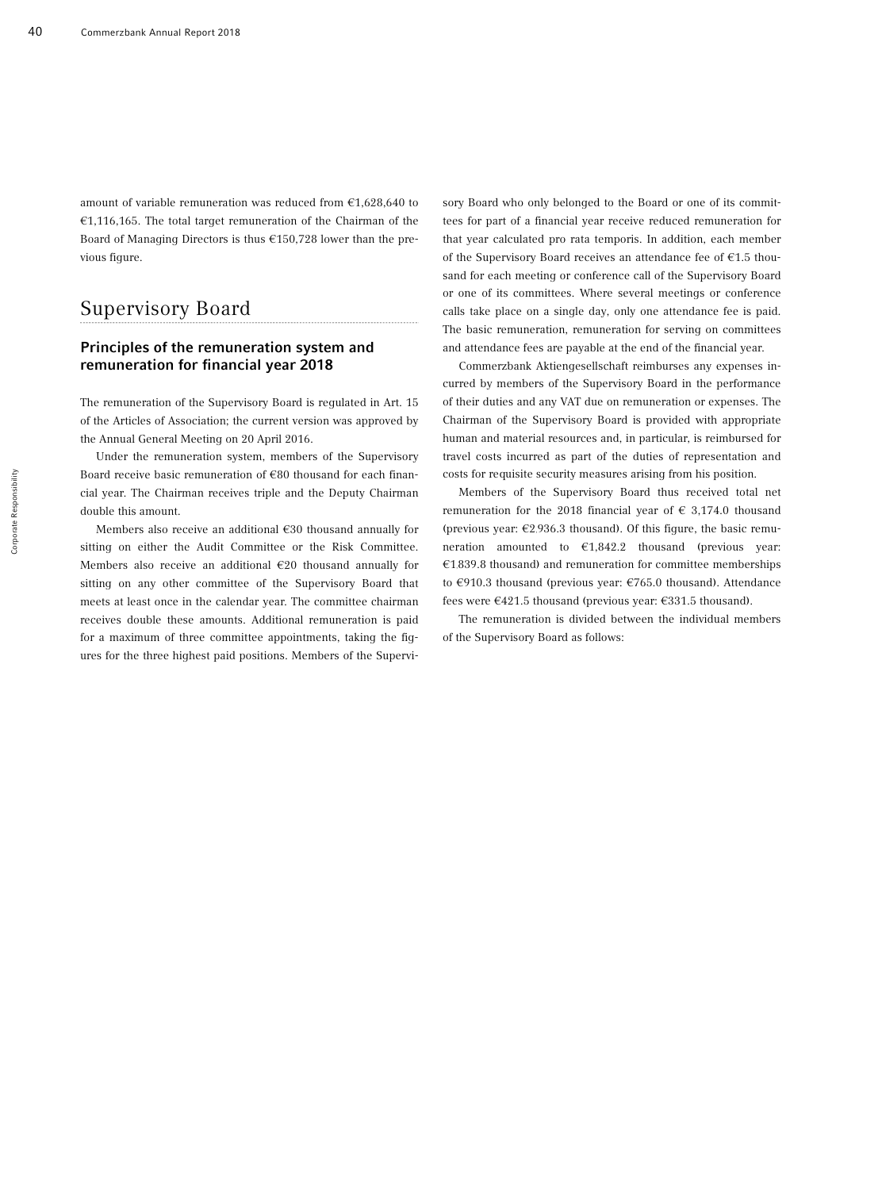amount of variable remuneration was reduced from €1,628,640 to €1,116,165. The total target remuneration of the Chairman of the Board of Managing Directors is thus €150,728 lower than the previous figure.

## Supervisory Board

### Principles of the remuneration system and remuneration for financial year 2018

The remuneration of the Supervisory Board is regulated in Art. 15 of the Articles of Association; the current version was approved by the Annual General Meeting on 20 April 2016.

Under the remuneration system, members of the Supervisory Board receive basic remuneration of €80 thousand for each financial year. The Chairman receives triple and the Deputy Chairman double this amount.

Members also receive an additional €30 thousand annually for sitting on either the Audit Committee or the Risk Committee. Members also receive an additional €20 thousand annually for sitting on any other committee of the Supervisory Board that meets at least once in the calendar year. The committee chairman receives double these amounts. Additional remuneration is paid for a maximum of three committee appointments, taking the figures for the three highest paid positions. Members of the Supervisory Board who only belonged to the Board or one of its committees for part of a financial year receive reduced remuneration for that year calculated pro rata temporis. In addition, each member of the Supervisory Board receives an attendance fee of €1.5 thousand for each meeting or conference call of the Supervisory Board or one of its committees. Where several meetings or conference calls take place on a single day, only one attendance fee is paid. The basic remuneration, remuneration for serving on committees and attendance fees are payable at the end of the financial year.

Commerzbank Aktiengesellschaft reimburses any expenses incurred by members of the Supervisory Board in the performance of their duties and any VAT due on remuneration or expenses. The Chairman of the Supervisory Board is provided with appropriate human and material resources and, in particular, is reimbursed for travel costs incurred as part of the duties of representation and costs for requisite security measures arising from his position.

Members of the Supervisory Board thus received total net remuneration for the 2018 financial year of € 3,174.0 thousand (previous year: €2.936.3 thousand). Of this figure, the basic remuneration amounted to €1,842.2 thousand (previous year: €1.839.8 thousand) and remuneration for committee memberships to €910.3 thousand (previous year: €765.0 thousand). Attendance fees were €421.5 thousand (previous year: €331.5 thousand).

The remuneration is divided between the individual members of the Supervisory Board as follows: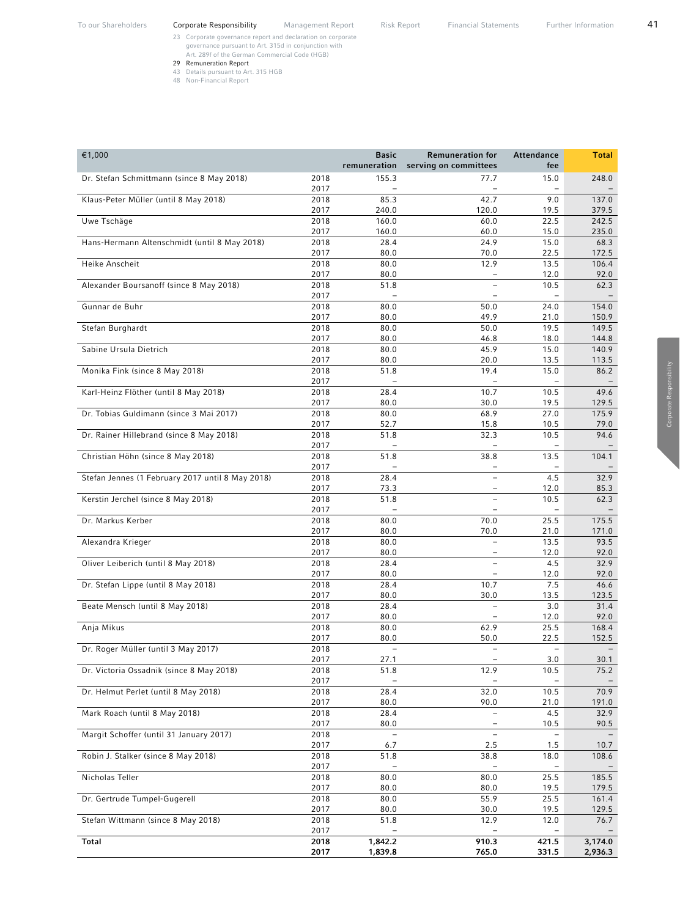| €1,000 | | Basic remuneration | Remuneration for serving on committees | Attendance fee | Total |
|---|---|---|---|---|---|
| Dr. Stefan Schmittmann (since 8 May 2018) | 2018 | 155.3 | 77.7 | 15.0 | 248.0 |
| | 2017 | – | – | – | – |
| Klaus-Peter Müller (until 8 May 2018) | 2018 | 85.3 | 42.7 | 9.0 | 137.0 |
| | 2017 | 240.0 | 120.0 | 19.5 | 379.5 |
| Uwe Tschäge | 2018 | 160.0 | 60.0 | 22.5 | 242.5 |
| | 2017 | 160.0 | 60.0 | 15.0 | 235.0 |
| Hans-Hermann Altenschmidt (until 8 May 2018) | 2018 | 28.4 | 24.9 | 15.0 | 68.3 |
| | 2017 | 80.0 | 70.0 | 22.5 | 172.5 |
| Heike Anscheit | 2018 | 80.0 | 12.9 | 13.5 | 106.4 |
| | 2017 | 80.0 | – | 12.0 | 92.0 |
| Alexander Boursanoff (since 8 May 2018) | 2018 | 51.8 | – | 10.5 | 62.3 |
| | 2017 | – | – | – | – |
| Gunnar de Buhr | 2018 | 80.0 | 50.0 | 24.0 | 154.0 |
| | 2017 | 80.0 | 49.9 | 21.0 | 150.9 |
| Stefan Burghardt | 2018 | 80.0 | 50.0 | 19.5 | 149.5 |
| | 2017 | 80.0 | 46.8 | 18.0 | 144.8 |
| Sabine Ursula Dietrich | 2018 | 80.0 | 45.9 | 15.0 | 140.9 |
| | 2017 | 80.0 | 20.0 | 13.5 | 113.5 |
| Monika Fink (since 8 May 2018) | 2018 | 51.8 | 19.4 | 15.0 | 86.2 |
| | 2017 | – | – | – | – |
| Karl-Heinz Flöther (until 8 May 2018) | 2018 | 28.4 | 10.7 | 10.5 | 49.6 |
| | 2017 | 80.0 | 30.0 | 19.5 | 129.5 |
| Dr. Tobias Guldimann (since 3 Mai 2017) | 2018 | 80.0 | 68.9 | 27.0 | 175.9 |
| | 2017 | 52.7 | 15.8 | 10.5 | 79.0 |
| Dr. Rainer Hillebrand (since 8 May 2018) | 2018 | 51.8 | 32.3 | 10.5 | 94.6 |
| | 2017 | – | – | – | – |
| Christian Höhn (since 8 May 2018) | 2018 | 51.8 | 38.8 | 13.5 | 104.1 |
| | 2017 | – | – | – | – |
| Stefan Jennes (1 February 2017 until 8 May 2018) | 2018 | 28.4 | – | 4.5 | 32.9 |
| | 2017 | 73.3 | – | 12.0 | 85.3 |
| Kerstin Jerchel (since 8 May 2018) | 2018 | 51.8 | – | 10.5 | 62.3 |
| | 2017 | – | – | – | – |
| Dr. Markus Kerber | 2018 | 80.0 | 70.0 | 25.5 | 175.5 |
| | 2017 | 80.0 | 70.0 | 21.0 | 171.0 |
| Alexandra Krieger | 2018 | 80.0 | – | 13.5 | 93.5 |
| | 2017 | 80.0 | – | 12.0 | 92.0 |
| Oliver Leiberich (until 8 May 2018) | 2018 | 28.4 | – | 4.5 | 32.9 |
| | 2017 | 80.0 | – | 12.0 | 92.0 |
| Dr. Stefan Lippe (until 8 May 2018) | 2018 | 28.4 | 10.7 | 7.5 | 46.6 |
| | 2017 | 80.0 | 30.0 | 13.5 | 123.5 |
| Beate Mensch (until 8 May 2018) | 2018 | 28.4 | – | 3.0 | 31.4 |
| | 2017 | 80.0 | – | 12.0 | 92.0 |
| Anja Mikus | 2018 | 80.0 | 62.9 | 25.5 | 168.4 |
| | 2017 | 80.0 | 50.0 | 22.5 | 152.5 |
| Dr. Roger Müller (until 3 May 2017) | 2018 | – | – | – | – |
| | 2017 | 27.1 | – | 3.0 | 30.1 |
| Dr. Victoria Ossadnik (since 8 May 2018) | 2018 | 51.8 | 12.9 | 10.5 | 75.2 |
| | 2017 | – | – | – | – |
| Dr. Helmut Perlet (until 8 May 2018) | 2018 | 28.4 | 32.0 | 10.5 | 70.9 |
| | 2017 | 80.0 | 90.0 | 21.0 | 191.0 |
| Mark Roach (until 8 May 2018) | 2018 | 28.4 | – | 4.5 | 32.9 |
| | 2017 | 80.0 | – | 10.5 | 90.5 |
| Margit Schoffer (until 31 January 2017) | 2018 | – | – | – | – |
| | 2017 | 6.7 | 2.5 | 1.5 | 10.7 |
| Robin J. Stalker (since 8 May 2018) | 2018 | 51.8 | 38.8 | 18.0 | 108.6 |
| | 2017 | – | – | – | – |
| Nicholas Teller | 2018 | 80.0 | 80.0 | 25.5 | 185.5 |
| | 2017 | 80.0 | 80.0 | 19.5 | 179.5 |
| Dr. Gertrude Tumpel-Gugerell | 2018 | 80.0 | 55.9 | 25.5 | 161.4 |
| | 2017 | 80.0 | 30.0 | 19.5 | 129.5 |
| Stefan Wittmann (since 8 May 2018) | 2018 | 51.8 | 12.9 | 12.0 | 76.7 |
| | 2017 | – | – | – | – |
| **Total** | **2018** | **1,842.2** | **910.3** | **421.5** | **3,174.0** |
| | **2017** | **1,839.8** | **765.0** | **331.5** | **2,936.3** |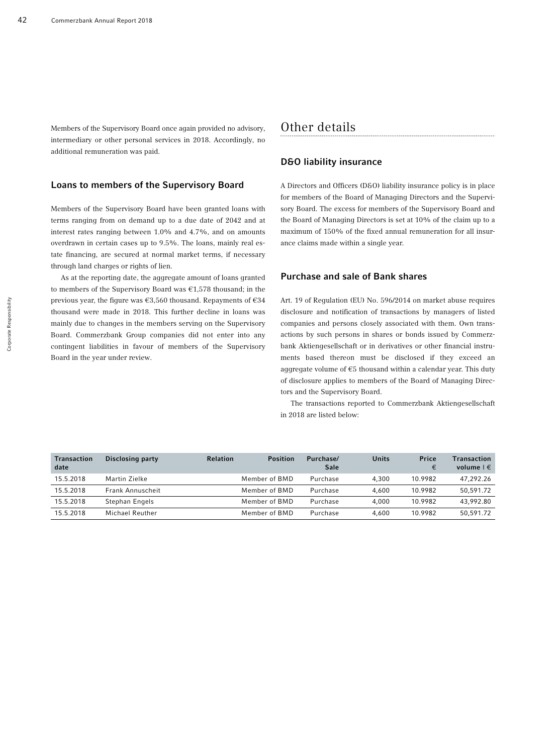Members of the Supervisory Board once again provided no advisory, intermediary or other personal services in 2018. Accordingly, no additional remuneration was paid.

### Loans to members of the Supervisory Board

Members of the Supervisory Board have been granted loans with terms ranging from on demand up to a due date of 2042 and at interest rates ranging between 1.0% and 4.7%, and on amounts overdrawn in certain cases up to 9.5%. The loans, mainly real estate financing, are secured at normal market terms, if necessary through land charges or rights of lien.

As at the reporting date, the aggregate amount of loans granted to members of the Supervisory Board was €1,578 thousand; in the previous year, the figure was €3,560 thousand. Repayments of €34 thousand were made in 2018. This further decline in loans was mainly due to changes in the members serving on the Supervisory Board. Commerzbank Group companies did not enter into any contingent liabilities in favour of members of the Supervisory Board in the year under review.

## Other details

### D&O liability insurance

A Directors and Officers (D&O) liability insurance policy is in place for members of the Board of Managing Directors and the Supervisory Board. The excess for members of the Supervisory Board and the Board of Managing Directors is set at 10% of the claim up to a maximum of 150% of the fixed annual remuneration for all insurance claims made within a single year.

### Purchase and sale of Bank shares

Art. 19 of Regulation (EU) No. 596/2014 on market abuse requires disclosure and notification of transactions by managers of listed companies and persons closely associated with them. Own transactions by such persons in shares or bonds issued by Commerzbank Aktiengesellschaft or in derivatives or other financial instruments based thereon must be disclosed if they exceed an aggregate volume of €5 thousand within a calendar year. This duty of disclosure applies to members of the Board of Managing Directors and the Supervisory Board.

The transactions reported to Commerzbank Aktiengesellschaft in 2018 are listed below:

| Transaction date | Disclosing party | Relation | Position | Purchase/ Sale | Units | Price € | Transaction volume \| € |
|---|---|---|---|---|---|---|---|
| 15.5.2018 | Martin Zielke | | Member of BMD | Purchase | 4,300 | 10.9982 | 47,292.26 |
| 15.5.2018 | Frank Annuscheit | | Member of BMD | Purchase | 4,600 | 10.9982 | 50,591.72 |
| 15.5.2018 | Stephan Engels | | Member of BMD | Purchase | 4,000 | 10.9982 | 43,992.80 |
| 15.5.2018 | Michael Reuther | | Member of BMD | Purchase | 4,600 | 10.9982 | 50,591.72 |